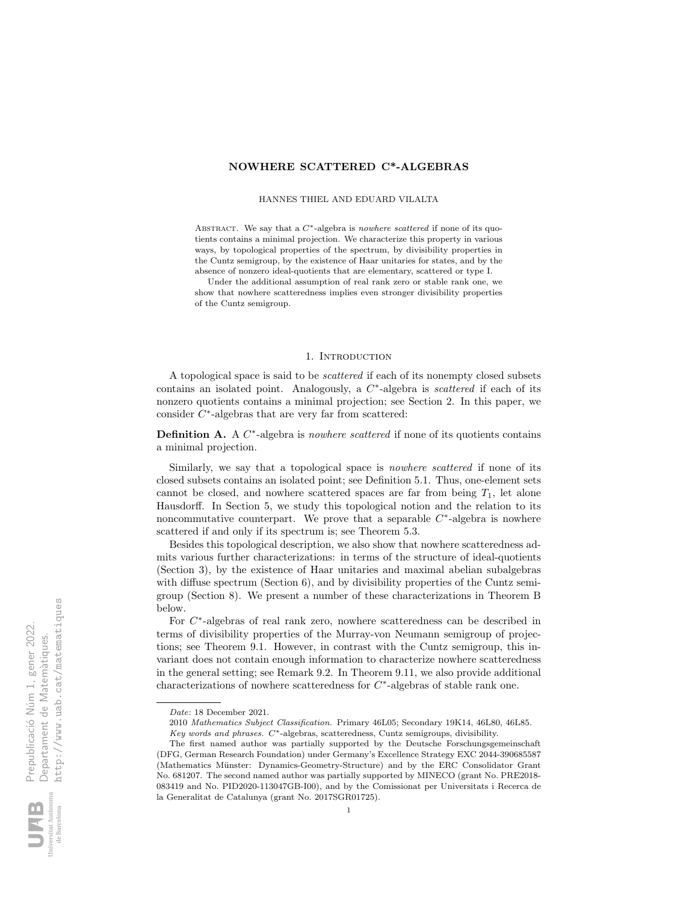# NOWHERE SCATTERED C*-ALGEBRAS

HANNES THIEL AND EDUARD VILALTA

Abstract. We say that a $C^*$-algebra is *nowhere scattered* if none of its quotients contains a minimal projection. We characterize this property in various ways, by topological properties of the spectrum, by divisibility properties in the Cuntz semigroup, by the existence of Haar unitaries for states, and by the absence of nonzero ideal-quotients that are elementary, scattered or type I.

Under the additional assumption of real rank zero or stable rank one, we show that nowhere scatteredness implies even stronger divisibility properties of the Cuntz semigroup.

## 1. Introduction

A topological space is said to be *scattered* if each of its nonempty closed subsets contains an isolated point. Analogously, a $C^*$-algebra is *scattered* if each of its nonzero quotients contains a minimal projection; see Section 2. In this paper, we consider $C^*$-algebras that are very far from scattered:

**Definition A.** A $C^*$-algebra is *nowhere scattered* if none of its quotients contains a minimal projection.

Similarly, we say that a topological space is *nowhere scattered* if none of its closed subsets contains an isolated point; see Definition 5.1. Thus, one-element sets cannot be closed, and nowhere scattered spaces are far from being $T_1$, let alone Hausdorff. In Section 5, we study this topological notion and the relation to its noncommutative counterpart. We prove that a separable $C^*$-algebra is nowhere scattered if and only if its spectrum is; see Theorem 5.3.

Besides this topological description, we also show that nowhere scatteredness admits various further characterizations: in terms of the structure of ideal-quotients (Section 3), by the existence of Haar unitaries and maximal abelian subalgebras with diffuse spectrum (Section 6), and by divisibility properties of the Cuntz semigroup (Section 8). We present a number of these characterizations in Theorem B below.

For $C^*$-algebras of real rank zero, nowhere scatteredness can be described in terms of divisibility properties of the Murray-von Neumann semigroup of projections; see Theorem 9.1. However, in contrast with the Cuntz semigroup, this invariant does not contain enough information to characterize nowhere scatteredness in the general setting; see Remark 9.2. In Theorem 9.11, we also provide additional characterizations of nowhere scatteredness for $C^*$-algebras of stable rank one.

---

*Date*: 18 December 2021.

2010 *Mathematics Subject Classification.* Primary 46L05; Secondary 19K14, 46L80, 46L85.

*Key words and phrases.* $C^*$-algebras, scatteredness, Cuntz semigroups, divisibility.

The first named author was partially supported by the Deutsche Forschungsgemeinschaft (DFG, German Research Foundation) under Germany's Excellence Strategy EXC 2044-390685587 (Mathematics Münster: Dynamics-Geometry-Structure) and by the ERC Consolidator Grant No. 681207. The second named author was partially supported by MINECO (grant No. PRE2018-083419 and No. PID2020-113047GB-I00), and by the Comissionat per Universitats i Recerca de la Generalitat de Catalunya (grant No. 2017SGR01725).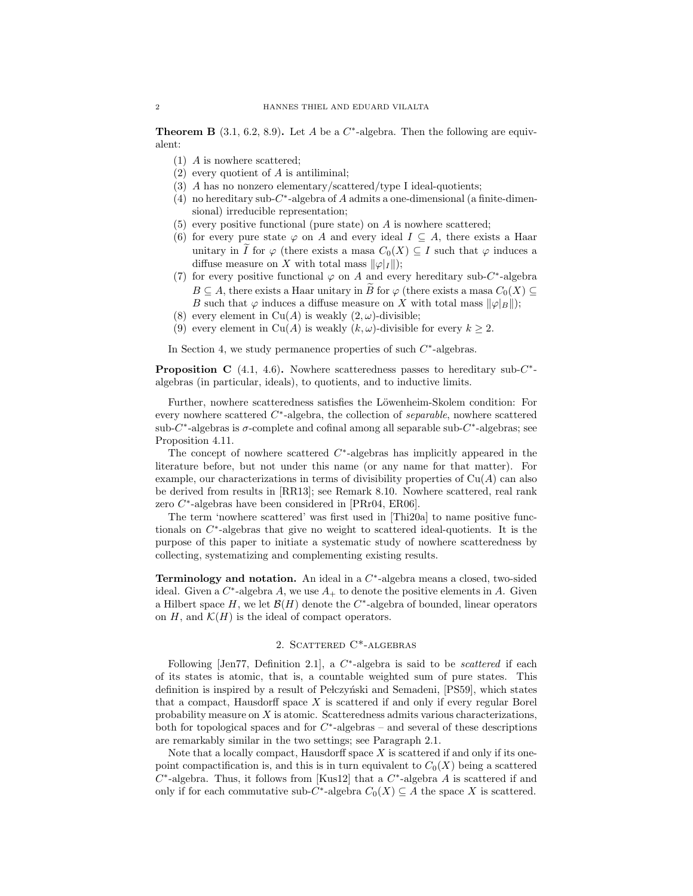**Theorem B** (3.1, 6.2, 8.9)**.** Let $A$ be a $C^*$-algebra. Then the following are equivalent:

1. $A$ is nowhere scattered;
2. every quotient of $A$ is antiliminal;
3. $A$ has no nonzero elementary/scattered/type I ideal-quotients;
4. no hereditary sub-$C^*$-algebra of $A$ admits a one-dimensional (a finite-dimensional) irreducible representation;
5. every positive functional (pure state) on $A$ is nowhere scattered;
6. for every pure state $\varphi$ on $A$ and every ideal $I \subseteq A$, there exists a Haar unitary in $\widetilde{I}$ for $\varphi$ (there exists a masa $C_0(X) \subseteq I$ such that $\varphi$ induces a diffuse measure on $X$ with total mass $\|\varphi|_I\|$);
7. for every positive functional $\varphi$ on $A$ and every hereditary sub-$C^*$-algebra $B \subseteq A$, there exists a Haar unitary in $\widetilde{B}$ for $\varphi$ (there exists a masa $C_0(X) \subseteq B$ such that $\varphi$ induces a diffuse measure on $X$ with total mass $\|\varphi|_B\|$);
8. every element in $\mathrm{Cu}(A)$ is weakly $(2, \omega)$-divisible;
9. every element in $\mathrm{Cu}(A)$ is weakly $(k, \omega)$-divisible for every $k \geq 2$.

In Section 4, we study permanence properties of such $C^*$-algebras.

**Proposition C** (4.1, 4.6)**.** Nowhere scatteredness passes to hereditary sub-$C^*$-algebras (in particular, ideals), to quotients, and to inductive limits.

Further, nowhere scatteredness satisfies the Löwenheim-Skolem condition: For every nowhere scattered $C^*$-algebra, the collection of *separable*, nowhere scattered sub-$C^*$-algebras is $\sigma$-complete and cofinal among all separable sub-$C^*$-algebras; see Proposition 4.11.

The concept of nowhere scattered $C^*$-algebras has implicitly appeared in the literature before, but not under this name (or any name for that matter). For example, our characterizations in terms of divisibility properties of $\mathrm{Cu}(A)$ can also be derived from results in [RR13]; see Remark 8.10. Nowhere scattered, real rank zero $C^*$-algebras have been considered in [PRr04, ER06].

The term 'nowhere scattered' was first used in [Thi20a] to name positive functionals on $C^*$-algebras that give no weight to scattered ideal-quotients. It is the purpose of this paper to initiate a systematic study of nowhere scatteredness by collecting, systematizing and complementing existing results.

**Terminology and notation.** An ideal in a $C^*$-algebra means a closed, two-sided ideal. Given a $C^*$-algebra $A$, we use $A_+$ to denote the positive elements in $A$. Given a Hilbert space $H$, we let $\mathcal{B}(H)$ denote the $C^*$-algebra of bounded, linear operators on $H$, and $\mathcal{K}(H)$ is the ideal of compact operators.

## 2. Scattered C*-algebras

Following [Jen77, Definition 2.1], a $C^*$-algebra is said to be *scattered* if each of its states is atomic, that is, a countable weighted sum of pure states. This definition is inspired by a result of Pełczyński and Semadeni, [PS59], which states that a compact, Hausdorff space $X$ is scattered if and only if every regular Borel probability measure on $X$ is atomic. Scatteredness admits various characterizations, both for topological spaces and for $C^*$-algebras – and several of these descriptions are remarkably similar in the two settings; see Paragraph 2.1.

Note that a locally compact, Hausdorff space $X$ is scattered if and only if its one-point compactification is, and this is in turn equivalent to $C_0(X)$ being a scattered $C^*$-algebra. Thus, it follows from [Kus12] that a $C^*$-algebra $A$ is scattered if and only if for each commutative sub-$C^*$-algebra $C_0(X) \subseteq A$ the space $X$ is scattered.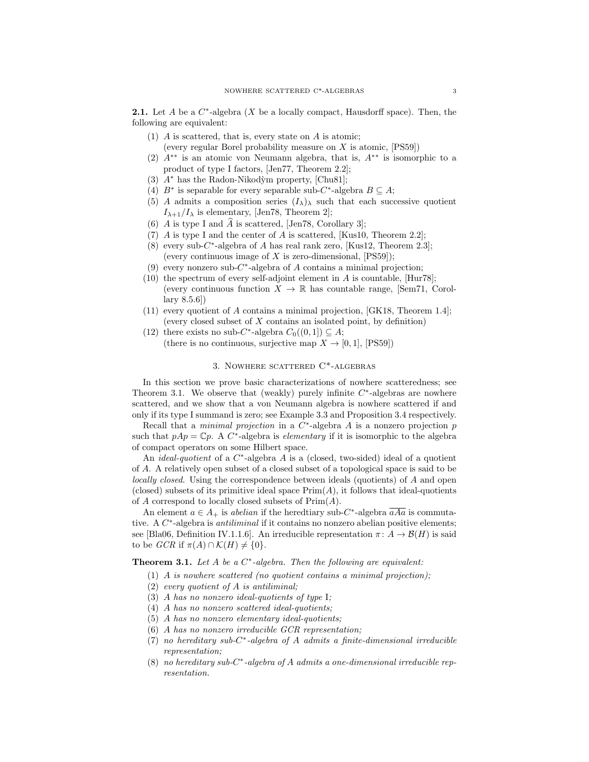**2.1.** Let $A$ be a $C^*$-algebra ($X$ be a locally compact, Hausdorff space). Then, the following are equivalent:

1. $A$ is scattered, that is, every state on $A$ is atomic; (every regular Borel probability measure on $X$ is atomic, [PS59])
2. $A^{**}$ is an atomic von Neumann algebra, that is, $A^{**}$ is isomorphic to a product of type I factors, [Jen77, Theorem 2.2];
3. $A^*$ has the Radon-Nikodỳm property, [Chu81];
4. $B^*$ is separable for every separable sub-$C^*$-algebra $B \subseteq A$;
5. $A$ admits a composition series $(I_\lambda)_\lambda$ such that each successive quotient $I_{\lambda+1}/I_\lambda$ is elementary, [Jen78, Theorem 2];
6. $A$ is type I and $\widehat{A}$ is scattered, [Jen78, Corollary 3];
7. $A$ is type I and the center of $A$ is scattered, [Kus10, Theorem 2.2];
8. every sub-$C^*$-algebra of $A$ has real rank zero, [Kus12, Theorem 2.3]; (every continuous image of $X$ is zero-dimensional, [PS59]);
9. every nonzero sub-$C^*$-algebra of $A$ contains a minimal projection;
10. the spectrum of every self-adjoint element in $A$ is countable, [Hur78]; (every continuous function $X \to \mathbb{R}$ has countable range, [Sem71, Corollary 8.5.6])
11. every quotient of $A$ contains a minimal projection, [GK18, Theorem 1.4]; (every closed subset of $X$ contains an isolated point, by definition)
12. there exists no sub-$C^*$-algebra $C_0((0,1]) \subseteq A$; (there is no continuous, surjective map $X \to [0,1]$, [PS59])

## 3. Nowhere scattered C*-algebras

In this section we prove basic characterizations of nowhere scatteredness; see Theorem 3.1. We observe that (weakly) purely infinite $C^*$-algebras are nowhere scattered, and we show that a von Neumann algebra is nowhere scattered if and only if its type I summand is zero; see Example 3.3 and Proposition 3.4 respectively.

Recall that a *minimal projection* in a $C^*$-algebra $A$ is a nonzero projection $p$ such that $pAp = \mathbb{C}p$. A $C^*$-algebra is *elementary* if it is isomorphic to the algebra of compact operators on some Hilbert space.

An *ideal-quotient* of a $C^*$-algebra $A$ is a (closed, two-sided) ideal of a quotient of $A$. A relatively open subset of a closed subset of a topological space is said to be *locally closed*. Using the correspondence between ideals (quotients) of $A$ and open (closed) subsets of its primitive ideal space $\mathrm{Prim}(A)$, it follows that ideal-quotients of $A$ correspond to locally closed subsets of $\mathrm{Prim}(A)$.

An element $a \in A_+$ is *abelian* if the heredtiary sub-$C^*$-algebra $\overline{aAa}$ is commutative. A $C^*$-algebra is *antiliminal* if it contains no nonzero abelian positive elements; see [Bla06, Definition IV.1.1.6]. An irreducible representation $\pi\colon A \to \mathcal{B}(H)$ is said to be *GCR* if $\pi(A) \cap \mathcal{K}(H) \neq \{0\}$.

**Theorem 3.1.** *Let $A$ be a $C^*$-algebra. Then the following are equivalent:*

1. *$A$ is nowhere scattered (no quotient contains a minimal projection);*
2. *every quotient of $A$ is antiliminal;*
3. *$A$ has no nonzero ideal-quotients of type* I*;*
4. *$A$ has no nonzero scattered ideal-quotients;*
5. *$A$ has no nonzero elementary ideal-quotients;*
6. *$A$ has no nonzero irreducible GCR representation;*
7. *no hereditary sub-$C^*$-algebra of $A$ admits a finite-dimensional irreducible representation;*
8. *no hereditary sub-$C^*$-algebra of $A$ admits a one-dimensional irreducible representation.*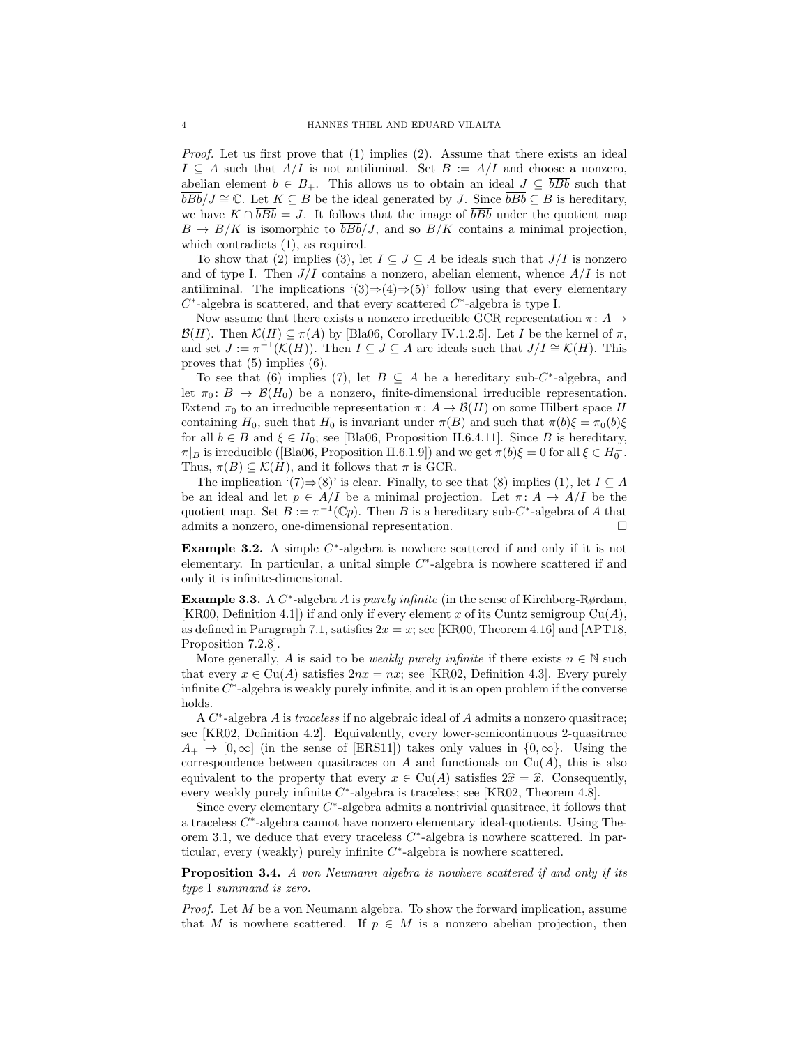*Proof.* Let us first prove that (1) implies (2). Assume that there exists an ideal $I \subseteq A$ such that $A/I$ is not antiliminal. Set $B := A/I$ and choose a nonzero, abelian element $b \in B_+$. This allows us to obtain an ideal $J \subseteq \overline{bBb}$ such that $\overline{bBb}/J \cong \mathbb{C}$. Let $K \subseteq B$ be the ideal generated by $J$. Since $\overline{bBb} \subseteq B$ is hereditary, we have $K \cap \overline{bBb} = J$. It follows that the image of $\overline{bBb}$ under the quotient map $B \to B/K$ is isomorphic to $\overline{bBb}/J$, and so $B/K$ contains a minimal projection, which contradicts (1), as required.

To show that (2) implies (3), let $I \subseteq J \subseteq A$ be ideals such that $J/I$ is nonzero and of type I. Then $J/I$ contains a nonzero, abelian element, whence $A/I$ is not antiliminal. The implications '(3)⇒(4)⇒(5)' follow using that every elementary $C^*$-algebra is scattered, and that every scattered $C^*$-algebra is type I.

Now assume that there exists a nonzero irreducible GCR representation $\pi\colon A \to \mathcal{B}(H)$. Then $\mathcal{K}(H) \subseteq \pi(A)$ by [Bla06, Corollary IV.1.2.5]. Let $I$ be the kernel of $\pi$, and set $J := \pi^{-1}(\mathcal{K}(H))$. Then $I \subseteq J \subseteq A$ are ideals such that $J/I \cong \mathcal{K}(H)$. This proves that (5) implies (6).

To see that (6) implies (7), let $B \subseteq A$ be a hereditary sub-$C^*$-algebra, and let $\pi_0\colon B \to \mathcal{B}(H_0)$ be a nonzero, finite-dimensional irreducible representation. Extend $\pi_0$ to an irreducible representation $\pi\colon A \to \mathcal{B}(H)$ on some Hilbert space $H$ containing $H_0$, such that $H_0$ is invariant under $\pi(B)$ and such that $\pi(b)\xi = \pi_0(b)\xi$ for all $b \in B$ and $\xi \in H_0$; see [Bla06, Proposition II.6.4.11]. Since $B$ is hereditary, $\pi|_B$ is irreducible ([Bla06, Proposition II.6.1.9]) and we get $\pi(b)\xi = 0$ for all $\xi \in H_0^\perp$. Thus, $\pi(B) \subseteq \mathcal{K}(H)$, and it follows that $\pi$ is GCR.

The implication '(7)⇒(8)' is clear. Finally, to see that (8) implies (1), let $I \subseteq A$ be an ideal and let $p \in A/I$ be a minimal projection. Let $\pi\colon A \to A/I$ be the quotient map. Set $B := \pi^{-1}(\mathbb{C}p)$. Then $B$ is a hereditary sub-$C^*$-algebra of $A$ that admits a nonzero, one-dimensional representation. □

**Example 3.2.** A simple $C^*$-algebra is nowhere scattered if and only if it is not elementary. In particular, a unital simple $C^*$-algebra is nowhere scattered if and only it is infinite-dimensional.

**Example 3.3.** A $C^*$-algebra $A$ is *purely infinite* (in the sense of Kirchberg-Rørdam, [KR00, Definition 4.1]) if and only if every element $x$ of its Cuntz semigroup $\mathrm{Cu}(A)$, as defined in Paragraph 7.1, satisfies $2x = x$; see [KR00, Theorem 4.16] and [APT18, Proposition 7.2.8].

More generally, $A$ is said to be *weakly purely infinite* if there exists $n \in \mathbb{N}$ such that every $x \in \mathrm{Cu}(A)$ satisfies $2nx = nx$; see [KR02, Definition 4.3]. Every purely infinite $C^*$-algebra is weakly purely infinite, and it is an open problem if the converse holds.

A $C^*$-algebra $A$ is *traceless* if no algebraic ideal of $A$ admits a nonzero quasitrace; see [KR02, Definition 4.2]. Equivalently, every lower-semicontinuous 2-quasitrace $A_+ \to [0, \infty]$ (in the sense of [ERS11]) takes only values in $\{0, \infty\}$. Using the correspondence between quasitraces on $A$ and functionals on $\mathrm{Cu}(A)$, this is also equivalent to the property that every $x \in \mathrm{Cu}(A)$ satisfies $2\widehat{x} = \widehat{x}$. Consequently, every weakly purely infinite $C^*$-algebra is traceless; see [KR02, Theorem 4.8].

Since every elementary $C^*$-algebra admits a nontrivial quasitrace, it follows that a traceless $C^*$-algebra cannot have nonzero elementary ideal-quotients. Using Theorem 3.1, we deduce that every traceless $C^*$-algebra is nowhere scattered. In particular, every (weakly) purely infinite $C^*$-algebra is nowhere scattered.

**Proposition 3.4.** *A von Neumann algebra is nowhere scattered if and only if its type* I *summand is zero.*

*Proof.* Let $M$ be a von Neumann algebra. To show the forward implication, assume that $M$ is nowhere scattered. If $p \in M$ is a nonzero abelian projection, then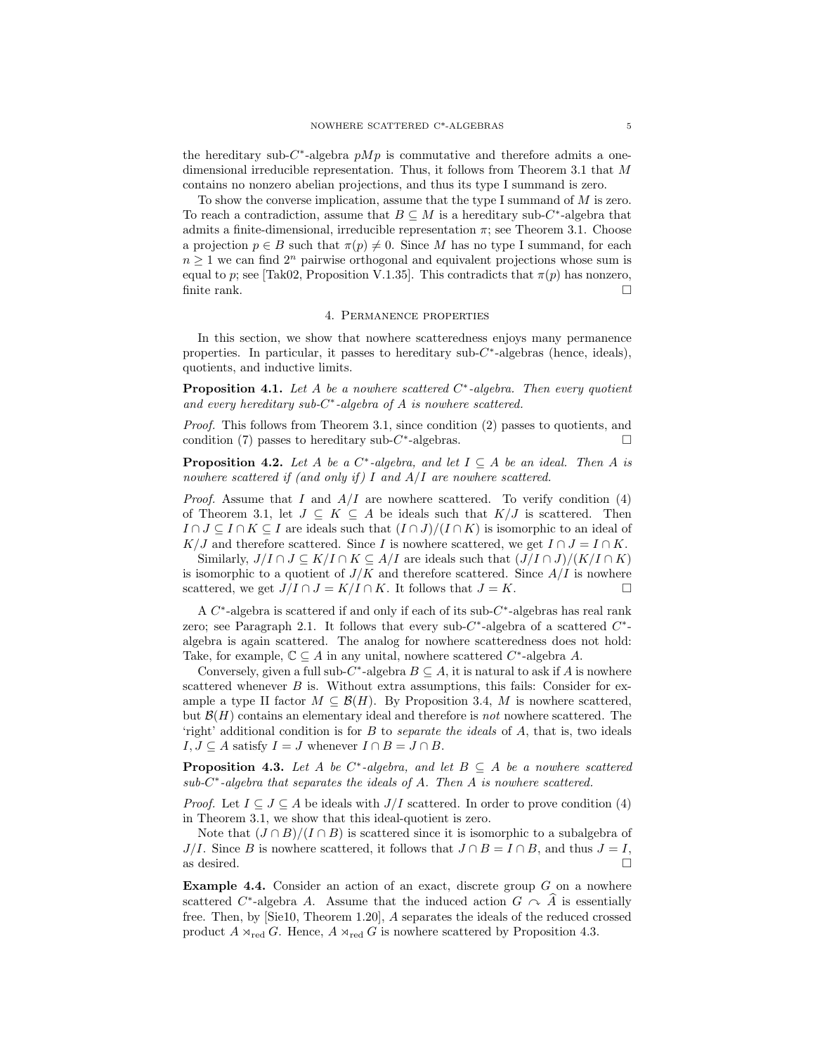the hereditary sub-$C^*$-algebra $pMp$ is commutative and therefore admits a one-dimensional irreducible representation. Thus, it follows from Theorem 3.1 that $M$ contains no nonzero abelian projections, and thus its type I summand is zero.

To show the converse implication, assume that the type I summand of $M$ is zero. To reach a contradiction, assume that $B \subseteq M$ is a hereditary sub-$C^*$-algebra that admits a finite-dimensional, irreducible representation $\pi$; see Theorem 3.1. Choose a projection $p \in B$ such that $\pi(p) \neq 0$. Since $M$ has no type I summand, for each $n \geq 1$ we can find $2^n$ pairwise orthogonal and equivalent projections whose sum is equal to $p$; see [Tak02, Proposition V.1.35]. This contradicts that $\pi(p)$ has nonzero, finite rank. □

## 4. Permanence properties

In this section, we show that nowhere scatteredness enjoys many permanence properties. In particular, it passes to hereditary sub-$C^*$-algebras (hence, ideals), quotients, and inductive limits.

**Proposition 4.1.** *Let $A$ be a nowhere scattered $C^*$-algebra. Then every quotient and every hereditary sub-$C^*$-algebra of $A$ is nowhere scattered.*

*Proof.* This follows from Theorem 3.1, since condition (2) passes to quotients, and condition (7) passes to hereditary sub-$C^*$-algebras. □

**Proposition 4.2.** *Let $A$ be a $C^*$-algebra, and let $I \subseteq A$ be an ideal. Then $A$ is nowhere scattered if (and only if) $I$ and $A/I$ are nowhere scattered.*

*Proof.* Assume that $I$ and $A/I$ are nowhere scattered. To verify condition (4) of Theorem 3.1, let $J \subseteq K \subseteq A$ be ideals such that $K/J$ is scattered. Then $I \cap J \subseteq I \cap K \subseteq I$ are ideals such that $(I \cap J)/(I \cap K)$ is isomorphic to an ideal of $K/J$ and therefore scattered. Since $I$ is nowhere scattered, we get $I \cap J = I \cap K$.

Similarly, $J/I \cap J \subseteq K/I \cap K \subseteq A/I$ are ideals such that $(J/I \cap J)/(K/I \cap K)$ is isomorphic to a quotient of $J/K$ and therefore scattered. Since $A/I$ is nowhere scattered, we get $J/I \cap J = K/I \cap K$. It follows that $J = K$. □

A $C^*$-algebra is scattered if and only if each of its sub-$C^*$-algebras has real rank zero; see Paragraph 2.1. It follows that every sub-$C^*$-algebra of a scattered $C^*$-algebra is again scattered. The analog for nowhere scatteredness does not hold: Take, for example, $\mathbb{C} \subseteq A$ in any unital, nowhere scattered $C^*$-algebra $A$.

Conversely, given a full sub-$C^*$-algebra $B \subseteq A$, it is natural to ask if $A$ is nowhere scattered whenever $B$ is. Without extra assumptions, this fails: Consider for example a type II factor $M \subseteq \mathcal{B}(H)$. By Proposition 3.4, $M$ is nowhere scattered, but $\mathcal{B}(H)$ contains an elementary ideal and therefore is *not* nowhere scattered. The 'right' additional condition is for $B$ to *separate the ideals* of $A$, that is, two ideals $I, J \subseteq A$ satisfy $I = J$ whenever $I \cap B = J \cap B$.

**Proposition 4.3.** *Let $A$ be $C^*$-algebra, and let $B \subseteq A$ be a nowhere scattered sub-$C^*$-algebra that separates the ideals of $A$. Then $A$ is nowhere scattered.*

*Proof.* Let $I \subseteq J \subseteq A$ be ideals with $J/I$ scattered. In order to prove condition (4) in Theorem 3.1, we show that this ideal-quotient is zero.

Note that $(J \cap B)/(I \cap B)$ is scattered since it is isomorphic to a subalgebra of $J/I$. Since $B$ is nowhere scattered, it follows that $J \cap B = I \cap B$, and thus $J = I$, as desired. □

**Example 4.4.** Consider an action of an exact, discrete group $G$ on a nowhere scattered $C^*$-algebra $A$. Assume that the induced action $G \curvearrowright \widehat{A}$ is essentially free. Then, by [Sie10, Theorem 1.20], $A$ separates the ideals of the reduced crossed product $A \rtimes_{\mathrm{red}} G$. Hence, $A \rtimes_{\mathrm{red}} G$ is nowhere scattered by Proposition 4.3.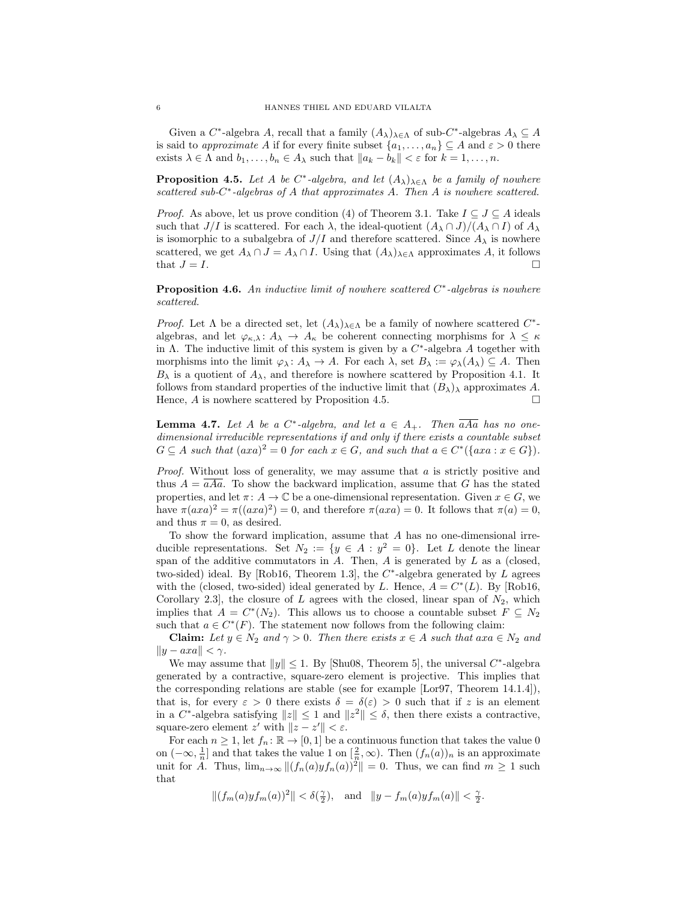Given a $C^*$-algebra $A$, recall that a family $(A_\lambda)_{\lambda\in\Lambda}$ of sub-$C^*$-algebras $A_\lambda \subseteq A$ is said to *approximate* $A$ if for every finite subset $\{a_1, \ldots, a_n\} \subseteq A$ and $\varepsilon > 0$ there exists $\lambda \in \Lambda$ and $b_1, \ldots, b_n \in A_\lambda$ such that $\|a_k - b_k\| < \varepsilon$ for $k = 1, \ldots, n$.

**Proposition 4.5.** *Let $A$ be $C^*$-algebra, and let $(A_\lambda)_{\lambda\in\Lambda}$ be a family of nowhere scattered sub-$C^*$-algebras of $A$ that approximates $A$. Then $A$ is nowhere scattered.*

*Proof.* As above, let us prove condition (4) of Theorem 3.1. Take $I \subseteq J \subseteq A$ ideals such that $J/I$ is scattered. For each $\lambda$, the ideal-quotient $(A_\lambda \cap J)/(A_\lambda \cap I)$ of $A_\lambda$ is isomorphic to a subalgebra of $J/I$ and therefore scattered. Since $A_\lambda$ is nowhere scattered, we get $A_\lambda \cap J = A_\lambda \cap I$. Using that $(A_\lambda)_{\lambda\in\Lambda}$ approximates $A$, it follows that $J = I$. □

**Proposition 4.6.** *An inductive limit of nowhere scattered $C^*$-algebras is nowhere scattered.*

*Proof.* Let $\Lambda$ be a directed set, let $(A_\lambda)_{\lambda\in\Lambda}$ be a family of nowhere scattered $C^*$-algebras, and let $\varphi_{\kappa,\lambda}\colon A_\lambda \to A_\kappa$ be coherent connecting morphisms for $\lambda \leq \kappa$ in $\Lambda$. The inductive limit of this system is given by a $C^*$-algebra $A$ together with morphisms into the limit $\varphi_\lambda\colon A_\lambda \to A$. For each $\lambda$, set $B_\lambda := \varphi_\lambda(A_\lambda) \subseteq A$. Then $B_\lambda$ is a quotient of $A_\lambda$, and therefore is nowhere scattered by Proposition 4.1. It follows from standard properties of the inductive limit that $(B_\lambda)_\lambda$ approximates $A$. Hence, $A$ is nowhere scattered by Proposition 4.5. □

**Lemma 4.7.** *Let $A$ be a $C^*$-algebra, and let $a \in A_+$. Then $\overline{aAa}$ has no one-dimensional irreducible representations if and only if there exists a countable subset $G \subseteq A$ such that $(axa)^2 = 0$ for each $x \in G$, and such that $a \in C^*(\{axa : x \in G\})$.*

*Proof.* Without loss of generality, we may assume that $a$ is strictly positive and thus $A = \overline{aAa}$. To show the backward implication, assume that $G$ has the stated properties, and let $\pi\colon A \to \mathbb{C}$ be a one-dimensional representation. Given $x \in G$, we have $\pi(axa)^2 = \pi((axa)^2) = 0$, and therefore $\pi(axa) = 0$. It follows that $\pi(a) = 0$, and thus $\pi = 0$, as desired.

To show the forward implication, assume that $A$ has no one-dimensional irreducible representations. Set $N_2 := \{y \in A : y^2 = 0\}$. Let $L$ denote the linear span of the additive commutators in $A$. Then, $A$ is generated by $L$ as a (closed, two-sided) ideal. By [Rob16, Theorem 1.3], the $C^*$-algebra generated by $L$ agrees with the (closed, two-sided) ideal generated by $L$. Hence, $A = C^*(L)$. By [Rob16, Corollary 2.3], the closure of $L$ agrees with the closed, linear span of $N_2$, which implies that $A = C^*(N_2)$. This allows us to choose a countable subset $F \subseteq N_2$ such that $a \in C^*(F)$. The statement now follows from the following claim:

**Claim:** *Let $y \in N_2$ and $\gamma > 0$. Then there exists $x \in A$ such that $axa \in N_2$ and $\|y - axa\| < \gamma$.*

We may assume that $\|y\| \leq 1$. By [Shu08, Theorem 5], the universal $C^*$-algebra generated by a contractive, square-zero element is projective. This implies that the corresponding relations are stable (see for example [Lor97, Theorem 14.1.4]), that is, for every $\varepsilon > 0$ there exists $\delta = \delta(\varepsilon) > 0$ such that if $z$ is an element in a $C^*$-algebra satisfying $\|z\| \leq 1$ and $\|z^2\| \leq \delta$, then there exists a contractive, square-zero element $z'$ with $\|z - z'\| < \varepsilon$.

For each $n \geq 1$, let $f_n\colon \mathbb{R} \to [0,1]$ be a continuous function that takes the value 0 on $(-\infty, \frac{1}{n}]$ and that takes the value 1 on $[\frac{2}{n}, \infty)$. Then $(f_n(a))_n$ is an approximate unit for $A$. Thus, $\lim_{n\to\infty} \|(f_n(a)yf_n(a))^2\| = 0$. Thus, we can find $m \geq 1$ such that

$$\|(f_m(a)yf_m(a))^2\| < \delta(\tfrac{\gamma}{2}), \quad \text{and} \quad \|y - f_m(a)yf_m(a)\| < \tfrac{\gamma}{2}.$$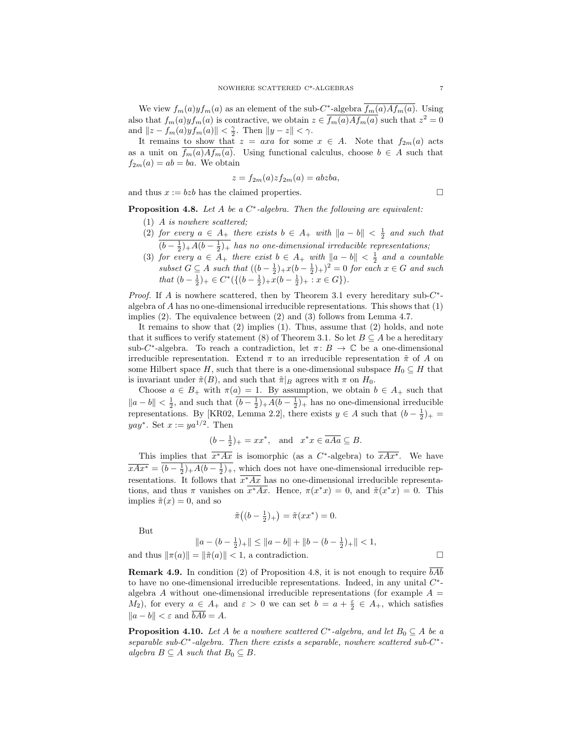We view $f_m(a)yf_m(a)$ as an element of the sub-$C^*$-algebra $\overline{f_m(a)Af_m(a)}$. Using also that $f_m(a)yf_m(a)$ is contractive, we obtain $z \in \overline{f_m(a)Af_m(a)}$ such that $z^2 = 0$ and $\|z - f_m(a)yf_m(a)\| < \frac{\gamma}{2}$. Then $\|y - z\| < \gamma$.

It remains to show that $z = axa$ for some $x \in A$. Note that $f_{2m}(a)$ acts as a unit on $\overline{f_m(a)Af_m(a)}$. Using functional calculus, choose $b \in A$ such that $f_{2m}(a) = ab = ba$. We obtain

$$z = f_{2m}(a)zf_{2m}(a) = abzba,$$

and thus $x := bzb$ has the claimed properties. $\square$

**Proposition 4.8.** *Let $A$ be a $C^*$-algebra. Then the following are equivalent:*

1. *$A$ is nowhere scattered;*
2. *for every $a \in A_+$ there exists $b \in A_+$ with $\|a - b\| < \frac{1}{2}$ and such that $\overline{(b - \frac{1}{2})_+ A (b - \frac{1}{2})_+}$ has no one-dimensional irreducible representations;*
3. *for every $a \in A_+$ there exist $b \in A_+$ with $\|a - b\| < \frac{1}{2}$ and a countable subset $G \subseteq A$ such that $((b - \frac{1}{2})_+ x (b - \frac{1}{2})_+)^2 = 0$ for each $x \in G$ and such that $(b - \frac{1}{2})_+ \in C^*(\{(b - \frac{1}{2})_+ x (b - \frac{1}{2})_+ : x \in G\})$.*

*Proof.* If $A$ is nowhere scattered, then by Theorem 3.1 every hereditary sub-$C^*$-algebra of $A$ has no one-dimensional irreducible representations. This shows that (1) implies (2). The equivalence between (2) and (3) follows from Lemma 4.7.

It remains to show that (2) implies (1). Thus, assume that (2) holds, and note that it suffices to verify statement (8) of Theorem 3.1. So let $B \subseteq A$ be a hereditary sub-$C^*$-algebra. To reach a contradiction, let $\pi \colon B \to \mathbb{C}$ be a one-dimensional irreducible representation. Extend $\pi$ to an irreducible representation $\tilde{\pi}$ of $A$ on some Hilbert space $H$, such that there is a one-dimensional subspace $H_0 \subseteq H$ that is invariant under $\tilde{\pi}(B)$, and such that $\tilde{\pi}|_B$ agrees with $\pi$ on $H_0$.

Choose $a \in B_+$ with $\pi(a) = 1$. By assumption, we obtain $b \in A_+$ such that $\|a - b\| < \frac{1}{2}$, and such that $\overline{(b - \frac{1}{2})_+ A (b - \frac{1}{2})_+}$ has no one-dimensional irreducible representations. By [KR02, Lemma 2.2], there exists $y \in A$ such that $(b - \frac{1}{2})_+ = yay^*$. Set $x := ya^{1/2}$. Then

$$(b - \tfrac{1}{2})_+ = xx^*, \quad \text{and} \quad x^*x \in \overline{aAa} \subseteq B.$$

This implies that $\overline{x^*Ax}$ is isomorphic (as a $C^*$-algebra) to $\overline{xAx^*}$. We have $\overline{xAx^*} = \overline{(b - \frac{1}{2})_+ A (b - \frac{1}{2})_+}$, which does not have one-dimensional irreducible representations. It follows that $\overline{x^*Ax}$ has no one-dimensional irreducible representations, and thus $\pi$ vanishes on $\overline{x^*Ax}$. Hence, $\pi(x^*x) = 0$, and $\tilde{\pi}(x^*x) = 0$. This implies $\tilde{\pi}(x) = 0$, and so

$$\tilde{\pi}\big((b - \tfrac{1}{2})_+\big) = \tilde{\pi}(xx^*) = 0.$$

But

$$\|a - (b - \tfrac{1}{2})_+\| \leq \|a - b\| + \|b - (b - \tfrac{1}{2})_+\| < 1,$$

and thus $\|\pi(a)\| = \|\tilde{\pi}(a)\| < 1$, a contradiction. $\square$

**Remark 4.9.** In condition (2) of Proposition 4.8, it is not enough to require $\overline{bAb}$ to have no one-dimensional irreducible representations. Indeed, in any unital $C^*$-algebra $A$ without one-dimensional irreducible representations (for example $A = M_2$), for every $a \in A_+$ and $\varepsilon > 0$ we can set $b = a + \frac{\varepsilon}{2} \in A_+$, which satisfies $\|a - b\| < \varepsilon$ and $\overline{bAb} = A$.

**Proposition 4.10.** *Let $A$ be a nowhere scattered $C^*$-algebra, and let $B_0 \subseteq A$ be a separable sub-$C^*$-algebra. Then there exists a separable, nowhere scattered sub-$C^*$-algebra $B \subseteq A$ such that $B_0 \subseteq B$.*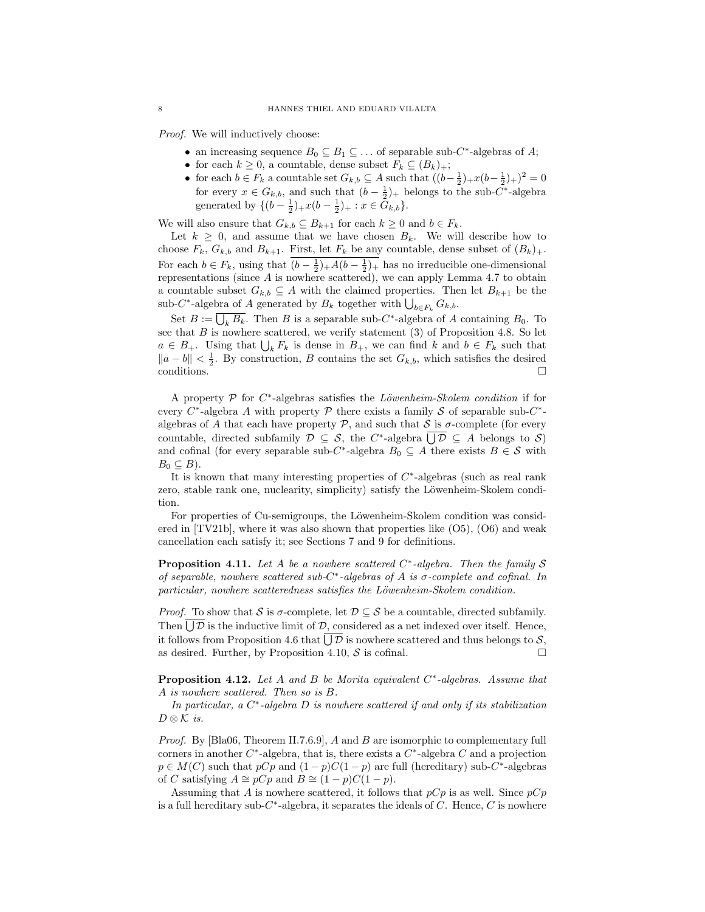*Proof.* We will inductively choose:

- an increasing sequence $B_0 \subseteq B_1 \subseteq \ldots$ of separable sub-$C^*$-algebras of $A$;
- for each $k \geq 0$, a countable, dense subset $F_k \subseteq (B_k)_+$;
- for each $b \in F_k$ a countable set $G_{k,b} \subseteq A$ such that $((b-\frac{1}{2})_+x(b-\frac{1}{2})_+)^2 = 0$ for every $x \in G_{k,b}$, and such that $(b-\frac{1}{2})_+$ belongs to the sub-$C^*$-algebra generated by $\{(b-\frac{1}{2})_+x(b-\frac{1}{2})_+ : x \in G_{k,b}\}$.

We will also ensure that $G_{k,b} \subseteq B_{k+1}$ for each $k \geq 0$ and $b \in F_k$.

Let $k \geq 0$, and assume that we have chosen $B_k$. We will describe how to choose $F_k$, $G_{k,b}$ and $B_{k+1}$. First, let $F_k$ be any countable, dense subset of $(B_k)_+$. For each $b \in F_k$, using that $\overline{(b-\frac{1}{2})_+A(b-\frac{1}{2})_+}$ has no irreducible one-dimensional representations (since $A$ is nowhere scattered), we can apply Lemma 4.7 to obtain a countable subset $G_{k,b} \subseteq A$ with the claimed properties. Then let $B_{k+1}$ be the sub-$C^*$-algebra of $A$ generated by $B_k$ together with $\bigcup_{b \in F_k} G_{k,b}$.

Set $B := \overline{\bigcup_k B_k}$. Then $B$ is a separable sub-$C^*$-algebra of $A$ containing $B_0$. To see that $B$ is nowhere scattered, we verify statement (3) of Proposition 4.8. So let $a \in B_+$. Using that $\bigcup_k F_k$ is dense in $B_+$, we can find $k$ and $b \in F_k$ such that $\|a - b\| < \frac{1}{2}$. By construction, $B$ contains the set $G_{k,b}$, which satisfies the desired conditions. $\square$

A property $\mathcal{P}$ for $C^*$-algebras satisfies the *Löwenheim-Skolem condition* if for every $C^*$-algebra $A$ with property $\mathcal{P}$ there exists a family $\mathcal{S}$ of separable sub-$C^*$-algebras of $A$ that each have property $\mathcal{P}$, and such that $\mathcal{S}$ is $\sigma$-complete (for every countable, directed subfamily $\mathcal{D} \subseteq \mathcal{S}$, the $C^*$-algebra $\overline{\bigcup \mathcal{D}} \subseteq A$ belongs to $\mathcal{S}$) and cofinal (for every separable sub-$C^*$-algebra $B_0 \subseteq A$ there exists $B \in \mathcal{S}$ with $B_0 \subseteq B$).

It is known that many interesting properties of $C^*$-algebras (such as real rank zero, stable rank one, nuclearity, simplicity) satisfy the Löwenheim-Skolem condition.

For properties of Cu-semigroups, the Löwenheim-Skolem condition was considered in [TV21b], where it was also shown that properties like (O5), (O6) and weak cancellation each satisfy it; see Sections 7 and 9 for definitions.

**Proposition 4.11.** *Let $A$ be a nowhere scattered $C^*$-algebra. Then the family $\mathcal{S}$ of separable, nowhere scattered sub-$C^*$-algebras of $A$ is $\sigma$-complete and cofinal. In particular, nowhere scatteredness satisfies the Löwenheim-Skolem condition.*

*Proof.* To show that $\mathcal{S}$ is $\sigma$-complete, let $\mathcal{D} \subseteq \mathcal{S}$ be a countable, directed subfamily. Then $\overline{\bigcup \mathcal{D}}$ is the inductive limit of $\mathcal{D}$, considered as a net indexed over itself. Hence, it follows from Proposition 4.6 that $\overline{\bigcup \mathcal{D}}$ is nowhere scattered and thus belongs to $\mathcal{S}$, as desired. Further, by Proposition 4.10, $\mathcal{S}$ is cofinal. $\square$

**Proposition 4.12.** *Let $A$ and $B$ be Morita equivalent $C^*$-algebras. Assume that $A$ is nowhere scattered. Then so is $B$.*

*In particular, a $C^*$-algebra $D$ is nowhere scattered if and only if its stabilization $D \otimes \mathcal{K}$ is.*

*Proof.* By [Bla06, Theorem II.7.6.9], $A$ and $B$ are isomorphic to complementary full corners in another $C^*$-algebra, that is, there exists a $C^*$-algebra $C$ and a projection $p \in M(C)$ such that $pCp$ and $(1-p)C(1-p)$ are full (hereditary) sub-$C^*$-algebras of $C$ satisfying $A \cong pCp$ and $B \cong (1-p)C(1-p)$.

Assuming that $A$ is nowhere scattered, it follows that $pCp$ is as well. Since $pCp$ is a full hereditary sub-$C^*$-algebra, it separates the ideals of $C$. Hence, $C$ is nowhere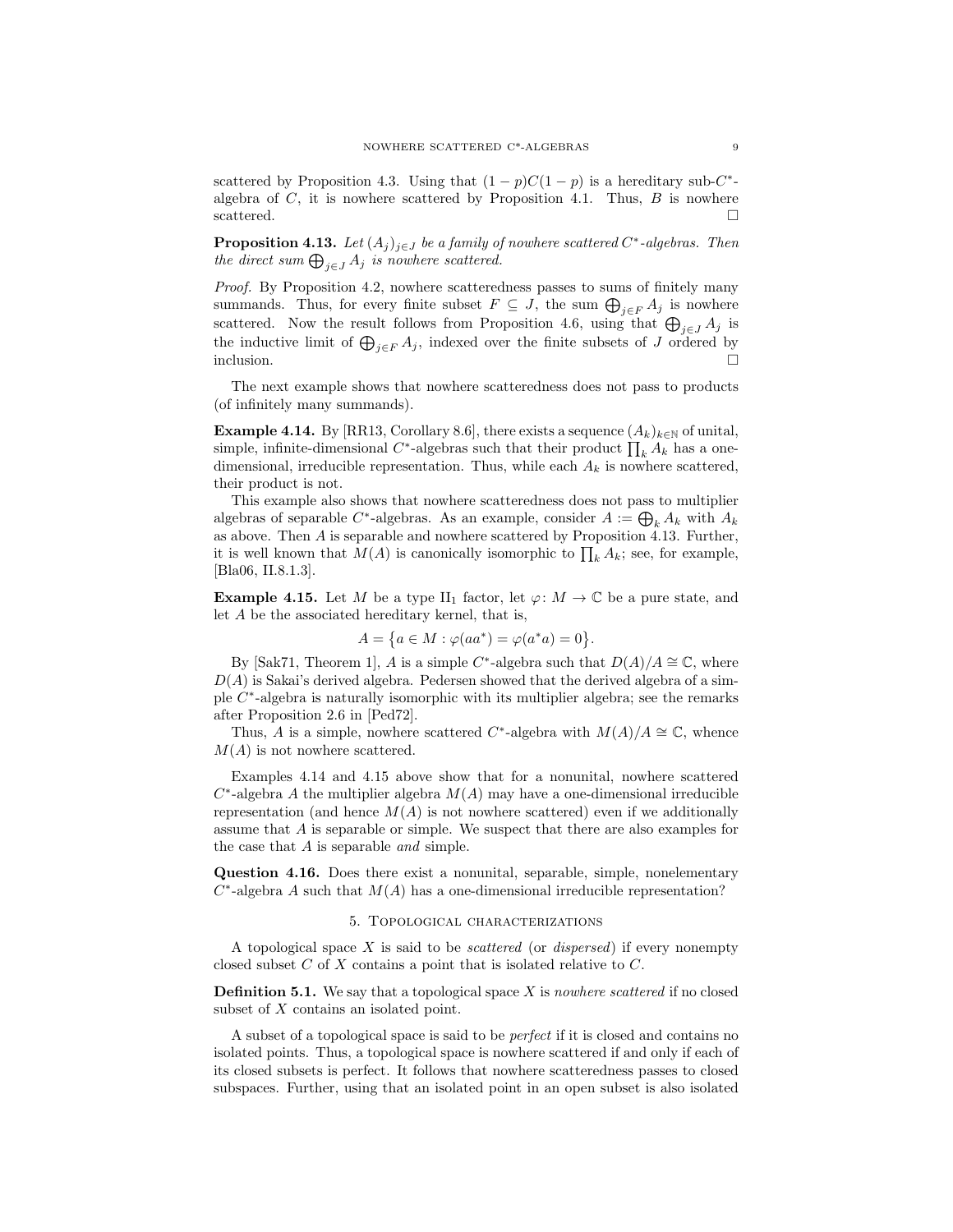scattered by Proposition 4.3. Using that $(1-p)C(1-p)$ is a hereditary sub-$C^*$-algebra of $C$, it is nowhere scattered by Proposition 4.1. Thus, $B$ is nowhere scattered. □

**Proposition 4.13.** *Let $(A_j)_{j\in J}$ be a family of nowhere scattered $C^*$-algebras. Then the direct sum $\bigoplus_{j\in J} A_j$ is nowhere scattered.*

*Proof.* By Proposition 4.2, nowhere scatteredness passes to sums of finitely many summands. Thus, for every finite subset $F \subseteq J$, the sum $\bigoplus_{j\in F} A_j$ is nowhere scattered. Now the result follows from Proposition 4.6, using that $\bigoplus_{j\in J} A_j$ is the inductive limit of $\bigoplus_{j\in F} A_j$, indexed over the finite subsets of $J$ ordered by inclusion. □

The next example shows that nowhere scatteredness does not pass to products (of infinitely many summands).

**Example 4.14.** By [RR13, Corollary 8.6], there exists a sequence $(A_k)_{k\in\mathbb{N}}$ of unital, simple, infinite-dimensional $C^*$-algebras such that their product $\prod_k A_k$ has a one-dimensional, irreducible representation. Thus, while each $A_k$ is nowhere scattered, their product is not.

This example also shows that nowhere scatteredness does not pass to multiplier algebras of separable $C^*$-algebras. As an example, consider $A := \bigoplus_k A_k$ with $A_k$ as above. Then $A$ is separable and nowhere scattered by Proposition 4.13. Further, it is well known that $M(A)$ is canonically isomorphic to $\prod_k A_k$; see, for example, [Bla06, II.8.1.3].

**Example 4.15.** Let $M$ be a type $\mathrm{II}_1$ factor, let $\varphi\colon M \to \mathbb{C}$ be a pure state, and let $A$ be the associated hereditary kernel, that is,

$$A = \big\{ a \in M : \varphi(aa^*) = \varphi(a^*a) = 0 \big\}.$$

By [Sak71, Theorem 1], $A$ is a simple $C^*$-algebra such that $D(A)/A \cong \mathbb{C}$, where $D(A)$ is Sakai's derived algebra. Pedersen showed that the derived algebra of a simple $C^*$-algebra is naturally isomorphic with its multiplier algebra; see the remarks after Proposition 2.6 in [Ped72].

Thus, $A$ is a simple, nowhere scattered $C^*$-algebra with $M(A)/A \cong \mathbb{C}$, whence $M(A)$ is not nowhere scattered.

Examples 4.14 and 4.15 above show that for a nonunital, nowhere scattered $C^*$-algebra $A$ the multiplier algebra $M(A)$ may have a one-dimensional irreducible representation (and hence $M(A)$ is not nowhere scattered) even if we additionally assume that $A$ is separable or simple. We suspect that there are also examples for the case that $A$ is separable *and* simple.

**Question 4.16.** Does there exist a nonunital, separable, simple, nonelementary $C^*$-algebra $A$ such that $M(A)$ has a one-dimensional irreducible representation?

## 5. Topological characterizations

A topological space $X$ is said to be *scattered* (or *dispersed*) if every nonempty closed subset $C$ of $X$ contains a point that is isolated relative to $C$.

**Definition 5.1.** We say that a topological space $X$ is *nowhere scattered* if no closed subset of $X$ contains an isolated point.

A subset of a topological space is said to be *perfect* if it is closed and contains no isolated points. Thus, a topological space is nowhere scattered if and only if each of its closed subsets is perfect. It follows that nowhere scatteredness passes to closed subspaces. Further, using that an isolated point in an open subset is also isolated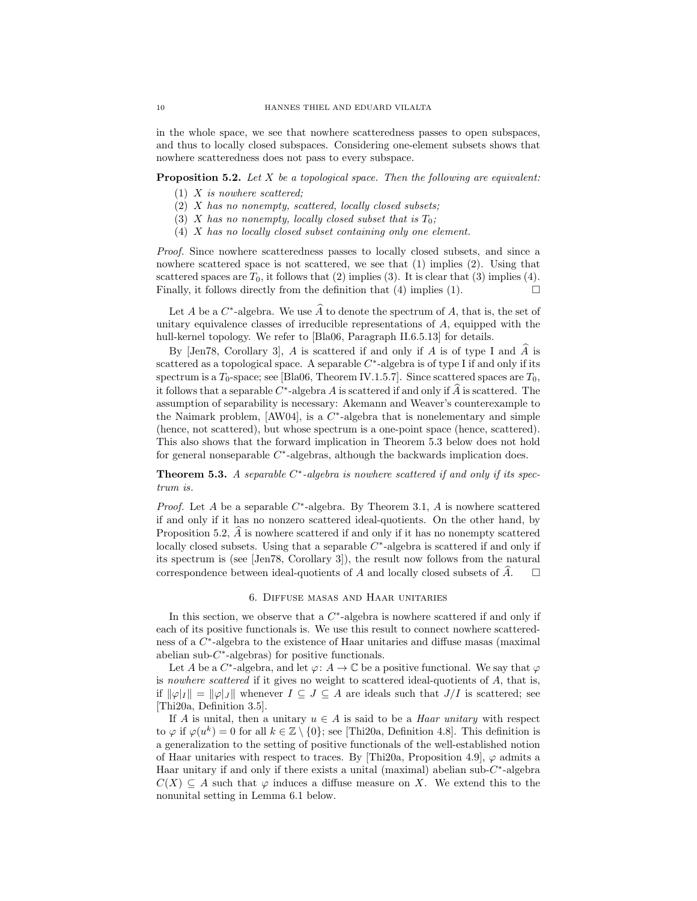in the whole space, we see that nowhere scatteredness passes to open subspaces, and thus to locally closed subspaces. Considering one-element subsets shows that nowhere scatteredness does not pass to every subspace.

**Proposition 5.2.** *Let $X$ be a topological space. Then the following are equivalent:*

1. *$X$ is nowhere scattered;*
2. *$X$ has no nonempty, scattered, locally closed subsets;*
3. *$X$ has no nonempty, locally closed subset that is $T_0$;*
4. *$X$ has no locally closed subset containing only one element.*

*Proof.* Since nowhere scatteredness passes to locally closed subsets, and since a nowhere scattered space is not scattered, we see that (1) implies (2). Using that scattered spaces are $T_0$, it follows that (2) implies (3). It is clear that (3) implies (4). Finally, it follows directly from the definition that (4) implies (1). $\square$

Let $A$ be a $C^*$-algebra. We use $\widehat{A}$ to denote the spectrum of $A$, that is, the set of unitary equivalence classes of irreducible representations of $A$, equipped with the hull-kernel topology. We refer to [Bla06, Paragraph II.6.5.13] for details.

By [Jen78, Corollary 3], $A$ is scattered if and only if $A$ is of type I and $\widehat{A}$ is scattered as a topological space. A separable $C^*$-algebra is of type I if and only if its spectrum is a $T_0$-space; see [Bla06, Theorem IV.1.5.7]. Since scattered spaces are $T_0$, it follows that a separable $C^*$-algebra $A$ is scattered if and only if $\widehat{A}$ is scattered. The assumption of separability is necessary: Akemann and Weaver's counterexample to the Naimark problem, [AW04], is a $C^*$-algebra that is nonelementary and simple (hence, not scattered), but whose spectrum is a one-point space (hence, scattered). This also shows that the forward implication in Theorem 5.3 below does not hold for general nonseparable $C^*$-algebras, although the backwards implication does.

**Theorem 5.3.** *A separable $C^*$-algebra is nowhere scattered if and only if its spectrum is.*

*Proof.* Let $A$ be a separable $C^*$-algebra. By Theorem 3.1, $A$ is nowhere scattered if and only if it has no nonzero scattered ideal-quotients. On the other hand, by Proposition 5.2, $\widehat{A}$ is nowhere scattered if and only if it has no nonempty scattered locally closed subsets. Using that a separable $C^*$-algebra is scattered if and only if its spectrum is (see [Jen78, Corollary 3]), the result now follows from the natural correspondence between ideal-quotients of $A$ and locally closed subsets of $\widehat{A}$. $\square$

## 6. Diffuse masas and Haar unitaries

In this section, we observe that a $C^*$-algebra is nowhere scattered if and only if each of its positive functionals is. We use this result to connect nowhere scatteredness of a $C^*$-algebra to the existence of Haar unitaries and diffuse masas (maximal abelian sub-$C^*$-algebras) for positive functionals.

Let $A$ be a $C^*$-algebra, and let $\varphi\colon A \to \mathbb{C}$ be a positive functional. We say that $\varphi$ is *nowhere scattered* if it gives no weight to scattered ideal-quotients of $A$, that is, if $\|\varphi|_I\| = \|\varphi|_J\|$ whenever $I \subseteq J \subseteq A$ are ideals such that $J/I$ is scattered; see [Thi20a, Definition 3.5].

If $A$ is unital, then a unitary $u \in A$ is said to be a *Haar unitary* with respect to $\varphi$ if $\varphi(u^k) = 0$ for all $k \in \mathbb{Z} \setminus \{0\}$; see [Thi20a, Definition 4.8]. This definition is a generalization to the setting of positive functionals of the well-established notion of Haar unitaries with respect to traces. By [Thi20a, Proposition 4.9], $\varphi$ admits a Haar unitary if and only if there exists a unital (maximal) abelian sub-$C^*$-algebra $C(X) \subseteq A$ such that $\varphi$ induces a diffuse measure on $X$. We extend this to the nonunital setting in Lemma 6.1 below.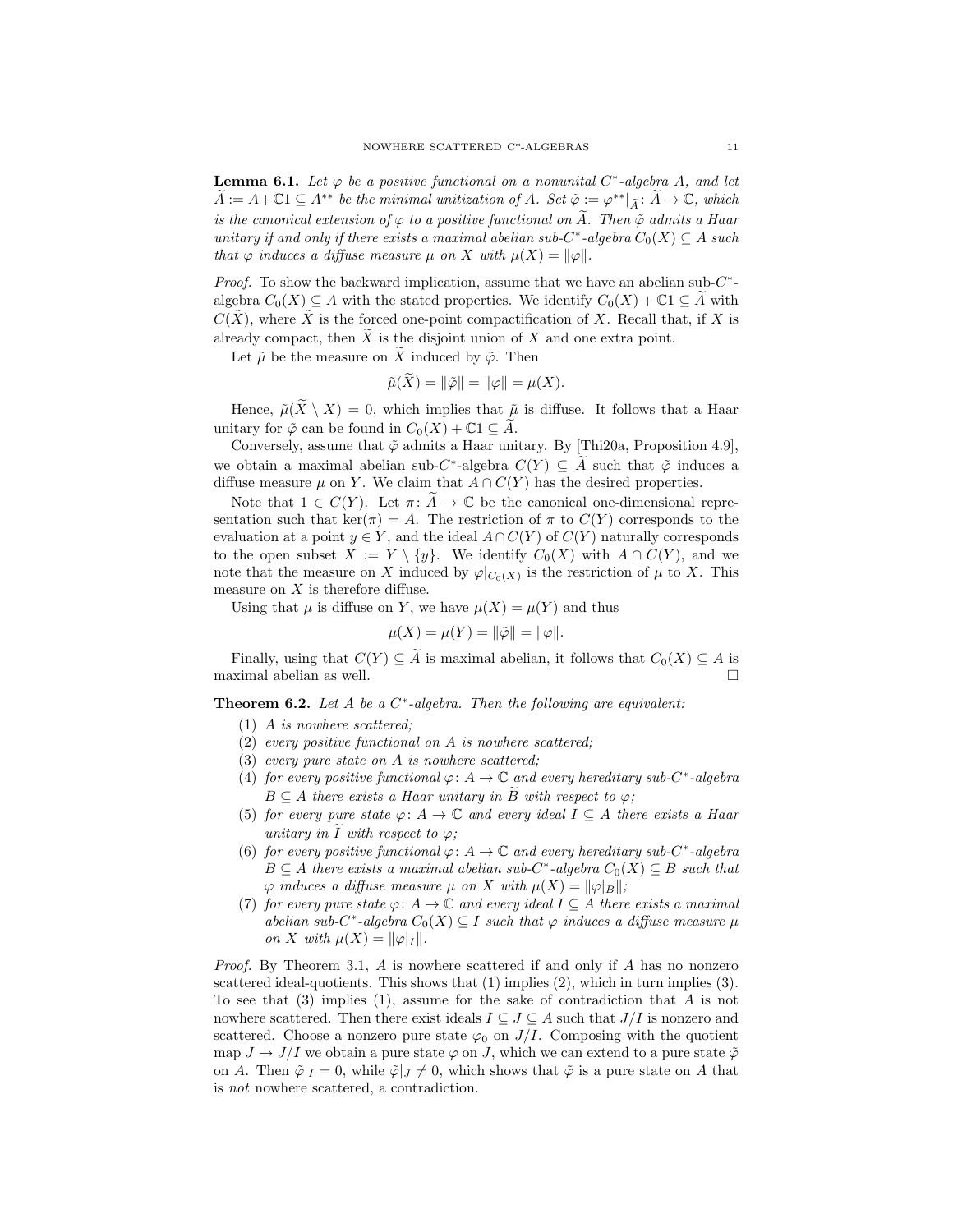**Lemma 6.1.** *Let $\varphi$ be a positive functional on a nonunital $C^*$-algebra $A$, and let $\widetilde{A} := A + \mathbb{C}1 \subseteq A^{**}$ be the minimal unitization of $A$. Set $\tilde{\varphi} := \varphi^{**}|_{\widetilde{A}} \colon \widetilde{A} \to \mathbb{C}$, which is the canonical extension of $\varphi$ to a positive functional on $\widetilde{A}$. Then $\tilde{\varphi}$ admits a Haar unitary if and only if there exists a maximal abelian sub-$C^*$-algebra $C_0(X) \subseteq A$ such that $\varphi$ induces a diffuse measure $\mu$ on $X$ with $\mu(X) = \|\varphi\|$.*

*Proof.* To show the backward implication, assume that we have an abelian sub-$C^*$-algebra $C_0(X) \subseteq A$ with the stated properties. We identify $C_0(X) + \mathbb{C}1 \subseteq \widetilde{A}$ with $C(\tilde{X})$, where $\widetilde{X}$ is the forced one-point compactification of $X$. Recall that, if $X$ is already compact, then $\widetilde{X}$ is the disjoint union of $X$ and one extra point.

Let $\tilde{\mu}$ be the measure on $\widetilde{X}$ induced by $\tilde{\varphi}$. Then

$$\tilde{\mu}(\widetilde{X}) = \|\tilde{\varphi}\| = \|\varphi\| = \mu(X).$$

Hence, $\tilde{\mu}(\widetilde{X} \setminus X) = 0$, which implies that $\tilde{\mu}$ is diffuse. It follows that a Haar unitary for $\tilde{\varphi}$ can be found in $C_0(X) + \mathbb{C}1 \subseteq \widetilde{A}$.

Conversely, assume that $\tilde{\varphi}$ admits a Haar unitary. By [Thi20a, Proposition 4.9], we obtain a maximal abelian sub-$C^*$-algebra $C(Y) \subseteq \widetilde{A}$ such that $\tilde{\varphi}$ induces a diffuse measure $\mu$ on $Y$. We claim that $A \cap C(Y)$ has the desired properties.

Note that $1 \in C(Y)$. Let $\pi \colon \widetilde{A} \to \mathbb{C}$ be the canonical one-dimensional representation such that $\ker(\pi) = A$. The restriction of $\pi$ to $C(Y)$ corresponds to the evaluation at a point $y \in Y$, and the ideal $A \cap C(Y)$ of $C(Y)$ naturally corresponds to the open subset $X := Y \setminus \{y\}$. We identify $C_0(X)$ with $A \cap C(Y)$, and we note that the measure on $X$ induced by $\varphi|_{C_0(X)}$ is the restriction of $\mu$ to $X$. This measure on $X$ is therefore diffuse.

Using that $\mu$ is diffuse on $Y$, we have $\mu(X) = \mu(Y)$ and thus

$$\mu(X) = \mu(Y) = \|\tilde{\varphi}\| = \|\varphi\|.$$

Finally, using that $C(Y) \subseteq \widetilde{A}$ is maximal abelian, it follows that $C_0(X) \subseteq A$ is maximal abelian as well. $\square$

**Theorem 6.2.** *Let $A$ be a $C^*$-algebra. Then the following are equivalent:*

1. *$A$ is nowhere scattered;*
2. *every positive functional on $A$ is nowhere scattered;*
3. *every pure state on $A$ is nowhere scattered;*
4. *for every positive functional $\varphi \colon A \to \mathbb{C}$ and every hereditary sub-$C^*$-algebra $B \subseteq A$ there exists a Haar unitary in $\widetilde{B}$ with respect to $\varphi$;*
5. *for every pure state $\varphi \colon A \to \mathbb{C}$ and every ideal $I \subseteq A$ there exists a Haar unitary in $\widetilde{I}$ with respect to $\varphi$;*
6. *for every positive functional $\varphi \colon A \to \mathbb{C}$ and every hereditary sub-$C^*$-algebra $B \subseteq A$ there exists a maximal abelian sub-$C^*$-algebra $C_0(X) \subseteq B$ such that $\varphi$ induces a diffuse measure $\mu$ on $X$ with $\mu(X) = \|\varphi|_B\|$;*
7. *for every pure state $\varphi \colon A \to \mathbb{C}$ and every ideal $I \subseteq A$ there exists a maximal abelian sub-$C^*$-algebra $C_0(X) \subseteq I$ such that $\varphi$ induces a diffuse measure $\mu$ on $X$ with $\mu(X) = \|\varphi|_I\|$.*

*Proof.* By Theorem 3.1, $A$ is nowhere scattered if and only if $A$ has no nonzero scattered ideal-quotients. This shows that (1) implies (2), which in turn implies (3). To see that (3) implies (1), assume for the sake of contradiction that $A$ is not nowhere scattered. Then there exist ideals $I \subseteq J \subseteq A$ such that $J/I$ is nonzero and scattered. Choose a nonzero pure state $\varphi_0$ on $J/I$. Composing with the quotient map $J \to J/I$ we obtain a pure state $\varphi$ on $J$, which we can extend to a pure state $\tilde{\varphi}$ on $A$. Then $\tilde{\varphi}|_I = 0$, while $\tilde{\varphi}|_J \neq 0$, which shows that $\tilde{\varphi}$ is a pure state on $A$ that is *not* nowhere scattered, a contradiction.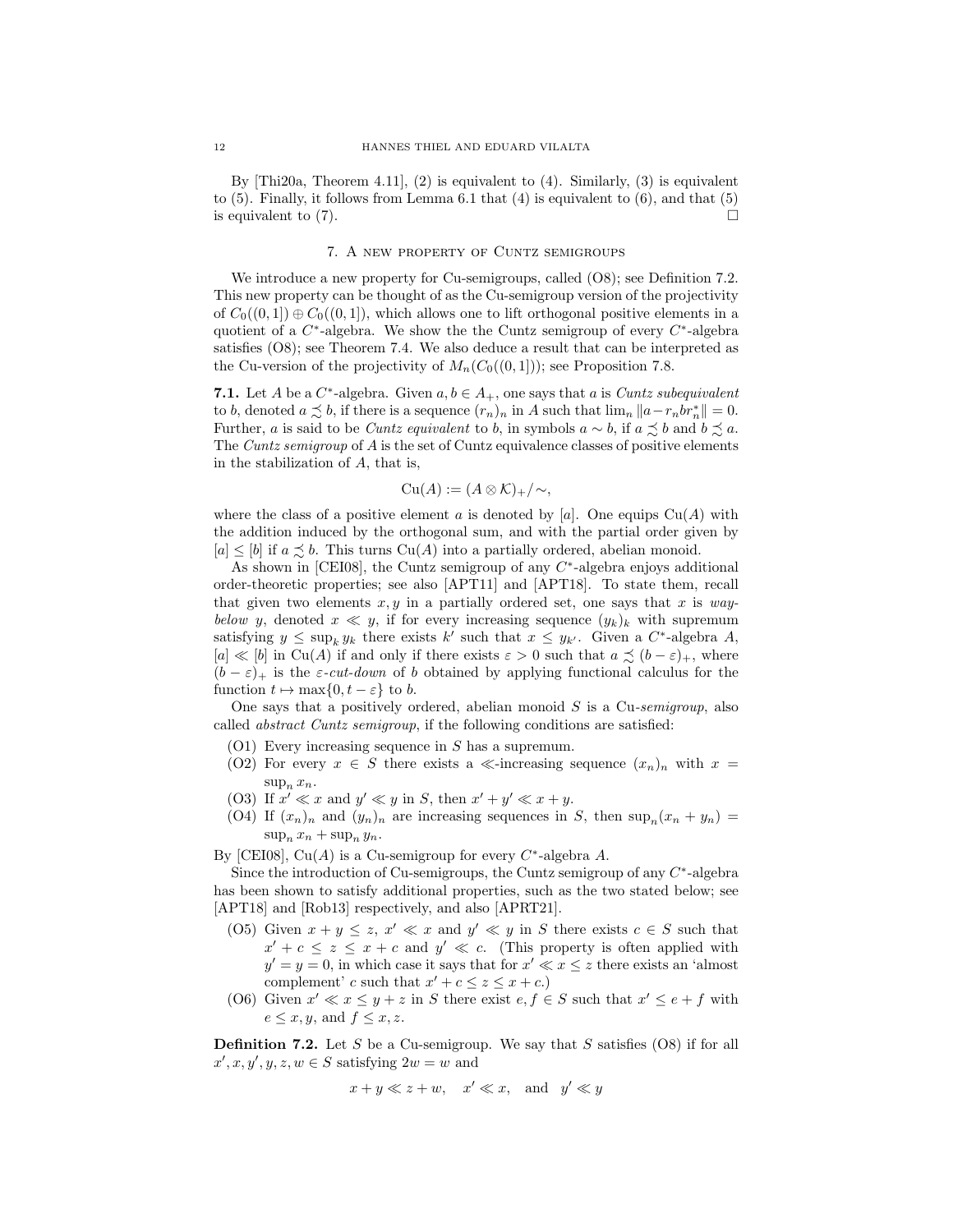By [Thi20a, Theorem 4.11], (2) is equivalent to (4). Similarly, (3) is equivalent to (5). Finally, it follows from Lemma 6.1 that (4) is equivalent to (6), and that (5) is equivalent to (7). $\square$

## 7. A new property of Cuntz semigroups

We introduce a new property for Cu-semigroups, called (O8); see Definition 7.2. This new property can be thought of as the Cu-semigroup version of the projectivity of $C_0((0,1]) \oplus C_0((0,1])$, which allows one to lift orthogonal positive elements in a quotient of a $C^*$-algebra. We show the the Cuntz semigroup of every $C^*$-algebra satisfies (O8); see Theorem 7.4. We also deduce a result that can be interpreted as the Cu-version of the projectivity of $M_n(C_0((0,1]))$; see Proposition 7.8.

**7.1.** Let $A$ be a $C^*$-algebra. Given $a, b \in A_+$, one says that $a$ is *Cuntz subequivalent* to $b$, denoted $a \precsim b$, if there is a sequence $(r_n)_n$ in $A$ such that $\lim_n \|a - r_n b r_n^*\| = 0$. Further, $a$ is said to be *Cuntz equivalent* to $b$, in symbols $a \sim b$, if $a \precsim b$ and $b \precsim a$. The *Cuntz semigroup* of $A$ is the set of Cuntz equivalence classes of positive elements in the stabilization of $A$, that is,

$$\mathrm{Cu}(A) := (A \otimes \mathcal{K})_+ / \sim,$$

where the class of a positive element $a$ is denoted by $[a]$. One equips $\mathrm{Cu}(A)$ with the addition induced by the orthogonal sum, and with the partial order given by $[a] \leq [b]$ if $a \precsim b$. This turns $\mathrm{Cu}(A)$ into a partially ordered, abelian monoid.

As shown in [CEI08], the Cuntz semigroup of any $C^*$-algebra enjoys additional order-theoretic properties; see also [APT11] and [APT18]. To state them, recall that given two elements $x, y$ in a partially ordered set, one says that $x$ is *way-below* $y$, denoted $x \ll y$, if for every increasing sequence $(y_k)_k$ with supremum satisfying $y \leq \sup_k y_k$ there exists $k'$ such that $x \leq y_{k'}$. Given a $C^*$-algebra $A$, $[a] \ll [b]$ in $\mathrm{Cu}(A)$ if and only if there exists $\varepsilon > 0$ such that $a \precsim (b - \varepsilon)_+$, where $(b-\varepsilon)_+$ is the $\varepsilon$-*cut-down* of $b$ obtained by applying functional calculus for the function $t \mapsto \max\{0, t - \varepsilon\}$ to $b$.

One says that a positively ordered, abelian monoid $S$ is a Cu-*semigroup*, also called *abstract Cuntz semigroup*, if the following conditions are satisfied:

- (O1) Every increasing sequence in $S$ has a supremum.
- (O2) For every $x \in S$ there exists a $\ll$-increasing sequence $(x_n)_n$ with $x = \sup_n x_n$.
- (O3) If $x' \ll x$ and $y' \ll y$ in $S$, then $x' + y' \ll x + y$.
- (O4) If $(x_n)_n$ and $(y_n)_n$ are increasing sequences in $S$, then $\sup_n(x_n + y_n) = \sup_n x_n + \sup_n y_n$.

By [CEI08], $\mathrm{Cu}(A)$ is a Cu-semigroup for every $C^*$-algebra $A$.

Since the introduction of Cu-semigroups, the Cuntz semigroup of any $C^*$-algebra has been shown to satisfy additional properties, such as the two stated below; see [APT18] and [Rob13] respectively, and also [APRT21].

- (O5) Given $x + y \leq z$, $x' \ll x$ and $y' \ll y$ in $S$ there exists $c \in S$ such that $x' + c \leq z \leq x + c$ and $y' \ll c$. (This property is often applied with $y' = y = 0$, in which case it says that for $x' \ll x \leq z$ there exists an 'almost complement' $c$ such that $x' + c \leq z \leq x + c$.)
- (O6) Given $x' \ll x \leq y + z$ in $S$ there exist $e, f \in S$ such that $x' \leq e + f$ with $e \leq x, y$, and $f \leq x, z$.

**Definition 7.2.** Let $S$ be a Cu-semigroup. We say that $S$ satisfies (O8) if for all $x', x, y', y, z, w \in S$ satisfying $2w = w$ and

$$x + y \ll z + w, \quad x' \ll x, \quad \text{and} \quad y' \ll y$$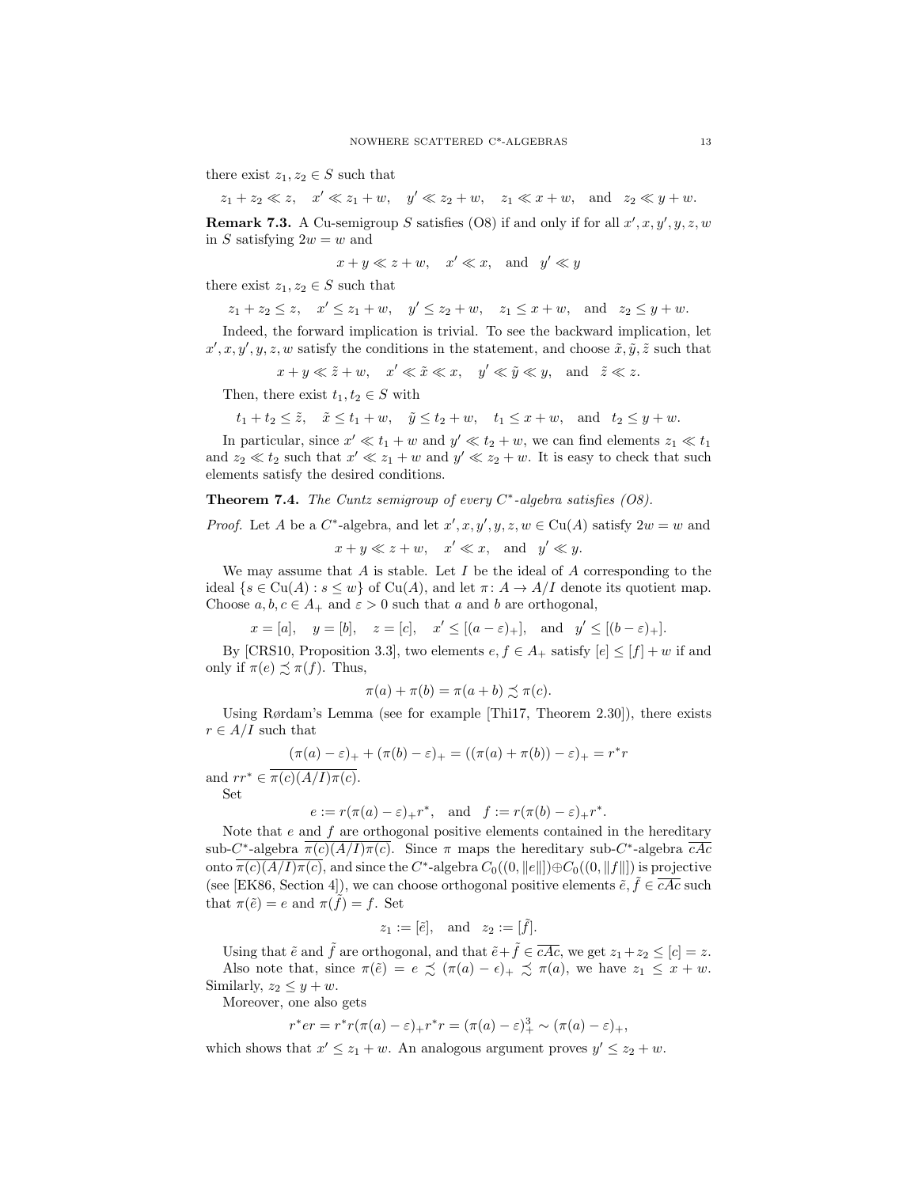there exist $z_1, z_2 \in S$ such that

$$z_1 + z_2 \ll z, \quad x' \ll z_1 + w, \quad y' \ll z_2 + w, \quad z_1 \ll x + w, \quad \text{and} \quad z_2 \ll y + w.$$

**Remark 7.3.** A Cu-semigroup $S$ satisfies (O8) if and only if for all $x', x, y', y, z, w$ in $S$ satisfying $2w = w$ and

$$x + y \ll z + w, \quad x' \ll x, \quad \text{and} \quad y' \ll y$$

there exist $z_1, z_2 \in S$ such that

$$z_1 + z_2 \leq z, \quad x' \leq z_1 + w, \quad y' \leq z_2 + w, \quad z_1 \leq x + w, \quad \text{and} \quad z_2 \leq y + w.$$

Indeed, the forward implication is trivial. To see the backward implication, let $x', x, y', y, z, w$ satisfy the conditions in the statement, and choose $\tilde{x}, \tilde{y}, \tilde{z}$ such that

$$x + y \ll \tilde{z} + w, \quad x' \ll \tilde{x} \ll x, \quad y' \ll \tilde{y} \ll y, \quad \text{and} \quad \tilde{z} \ll z.$$

Then, there exist $t_1, t_2 \in S$ with

$$t_1 + t_2 \leq \tilde{z}, \quad \tilde{x} \leq t_1 + w, \quad \tilde{y} \leq t_2 + w, \quad t_1 \leq x + w, \quad \text{and} \quad t_2 \leq y + w.$$

In particular, since $x' \ll t_1 + w$ and $y' \ll t_2 + w$, we can find elements $z_1 \ll t_1$ and $z_2 \ll t_2$ such that $x' \ll z_1 + w$ and $y' \ll z_2 + w$. It is easy to check that such elements satisfy the desired conditions.

**Theorem 7.4.** *The Cuntz semigroup of every $C^*$-algebra satisfies (O8).*

*Proof.* Let $A$ be a $C^*$-algebra, and let $x', x, y', y, z, w \in \mathrm{Cu}(A)$ satisfy $2w = w$ and

$$x + y \ll z + w, \quad x' \ll x, \quad \text{and} \quad y' \ll y.$$

We may assume that $A$ is stable. Let $I$ be the ideal of $A$ corresponding to the ideal $\{s \in \mathrm{Cu}(A) : s \leq w\}$ of $\mathrm{Cu}(A)$, and let $\pi \colon A \to A/I$ denote its quotient map. Choose $a, b, c \in A_+$ and $\varepsilon > 0$ such that $a$ and $b$ are orthogonal,

$$x = [a], \quad y = [b], \quad z = [c], \quad x' \leq [(a-\varepsilon)_+], \quad \text{and} \quad y' \leq [(b-\varepsilon)_+].$$

By [CRS10, Proposition 3.3], two elements $e, f \in A_+$ satisfy $[e] \leq [f] + w$ if and only if $\pi(e) \precsim \pi(f)$. Thus,

$$\pi(a) + \pi(b) = \pi(a+b) \precsim \pi(c).$$

Using Rørdam's Lemma (see for example [Thi17, Theorem 2.30]), there exists $r \in A/I$ such that

$$(\pi(a) - \varepsilon)_+ + (\pi(b) - \varepsilon)_+ = ((\pi(a) + \pi(b)) - \varepsilon)_+ = r^* r$$

and $rr^* \in \overline{\pi(c)(A/I)\pi(c)}$.

Set

$$e := r(\pi(a) - \varepsilon)_+ r^*, \quad \text{and} \quad f := r(\pi(b) - \varepsilon)_+ r^*.$$

Note that $e$ and $f$ are orthogonal positive elements contained in the hereditary sub-$C^*$-algebra $\overline{\pi(c)(A/I)\pi(c)}$. Since $\pi$ maps the hereditary sub-$C^*$-algebra $\overline{cAc}$ onto $\overline{\pi(c)(A/I)\pi(c)}$, and since the $C^*$-algebra $C_0((0, \|e\|]) \oplus C_0((0, \|f\|])$ is projective (see [EK86, Section 4]), we can choose orthogonal positive elements $\tilde{e}, \tilde{f} \in \overline{cAc}$ such that $\pi(\tilde{e}) = e$ and $\pi(\tilde{f}) = f$. Set

$$z_1 := [\tilde{e}], \quad \text{and} \quad z_2 := [\tilde{f}].$$

Using that $\tilde{e}$ and $\tilde{f}$ are orthogonal, and that $\tilde{e} + \tilde{f} \in \overline{cAc}$, we get $z_1 + z_2 \leq [c] = z$.

Also note that, since $\pi(\tilde{e}) = e \precsim (\pi(a) - \epsilon)_+ \precsim \pi(a)$, we have $z_1 \leq x + w$. Similarly, $z_2 \leq y + w$.

Moreover, one also gets

$$r^* e r = r^* r (\pi(a) - \varepsilon)_+ r^* r = (\pi(a) - \varepsilon)_+^3 \sim (\pi(a) - \varepsilon)_+,$$

which shows that $x' \leq z_1 + w$. An analogous argument proves $y' \leq z_2 + w$.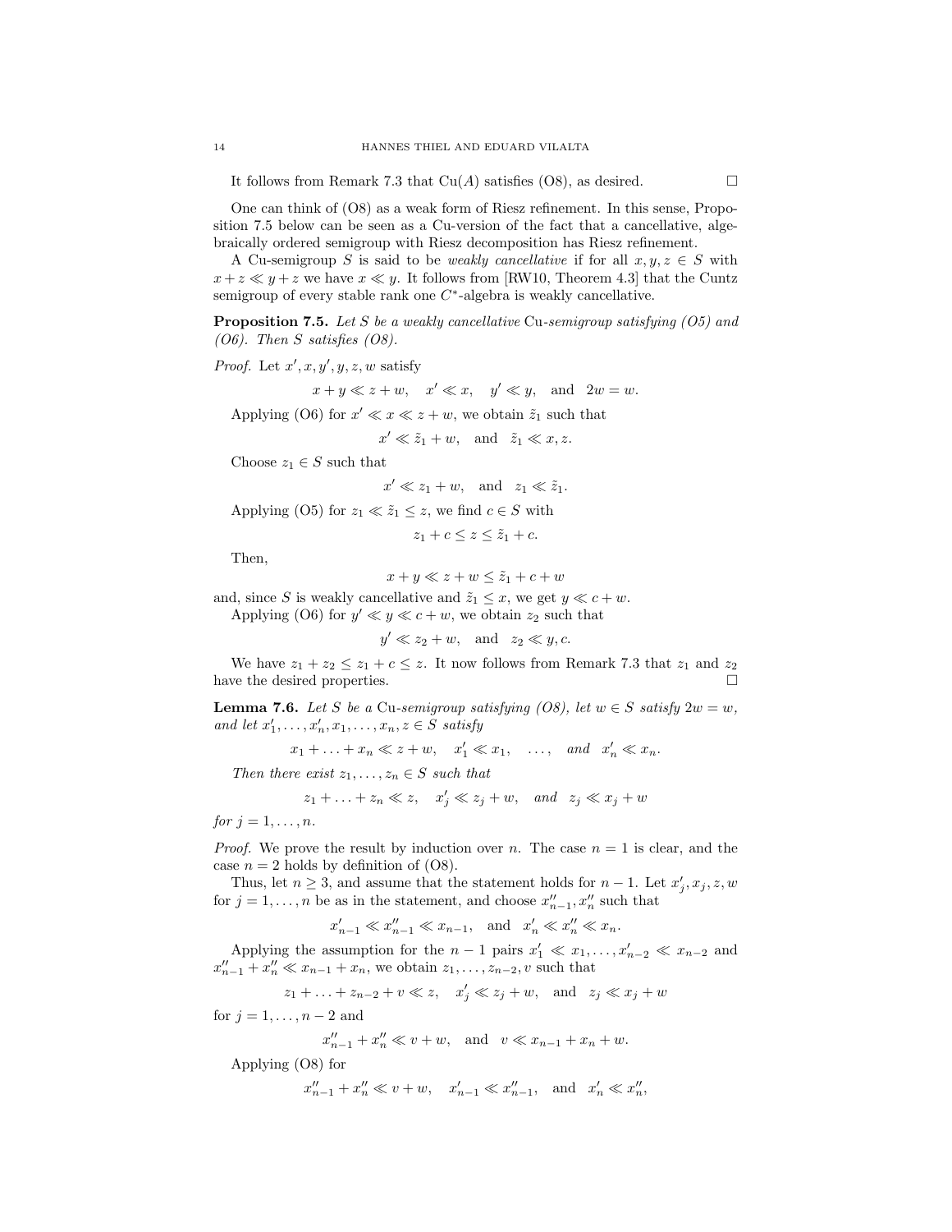It follows from Remark 7.3 that $\mathrm{Cu}(A)$ satisfies (O8), as desired. $\square$

One can think of (O8) as a weak form of Riesz refinement. In this sense, Proposition 7.5 below can be seen as a Cu-version of the fact that a cancellative, algebraically ordered semigroup with Riesz decomposition has Riesz refinement.

A Cu-semigroup $S$ is said to be *weakly cancellative* if for all $x, y, z \in S$ with $x + z \ll y + z$ we have $x \ll y$. It follows from [RW10, Theorem 4.3] that the Cuntz semigroup of every stable rank one $C^*$-algebra is weakly cancellative.

**Proposition 7.5.** *Let $S$ be a weakly cancellative* Cu*-semigroup satisfying (O5) and (O6). Then $S$ satisfies (O8).*

*Proof.* Let $x', x, y', y, z, w$ satisfy

$$x + y \ll z + w, \quad x' \ll x, \quad y' \ll y, \quad \text{and} \quad 2w = w.$$

Applying (O6) for $x' \ll x \ll z + w$, we obtain $\tilde{z}_1$ such that

$$x' \ll \tilde{z}_1 + w, \quad \text{and} \quad \tilde{z}_1 \ll x, z.$$

Choose $z_1 \in S$ such that

$$x' \ll z_1 + w, \quad \text{and} \quad z_1 \ll \tilde{z}_1.$$

Applying (O5) for $z_1 \ll \tilde{z}_1 \leq z$, we find $c \in S$ with

$$z_1 + c \leq z \leq \tilde{z}_1 + c.$$

Then,

$$x + y \ll z + w \leq \tilde{z}_1 + c + w$$

and, since $S$ is weakly cancellative and $\tilde{z}_1 \leq x$, we get $y \ll c + w$.

Applying (O6) for $y' \ll y \ll c + w$, we obtain $z_2$ such that

$$y' \ll z_2 + w, \quad \text{and} \quad z_2 \ll y, c.$$

We have $z_1 + z_2 \leq z_1 + c \leq z$. It now follows from Remark 7.3 that $z_1$ and $z_2$ have the desired properties. $\square$

**Lemma 7.6.** *Let $S$ be a* Cu*-semigroup satisfying (O8), let $w \in S$ satisfy $2w = w$, and let $x_1', \ldots, x_n', x_1, \ldots, x_n, z \in S$ satisfy*

$$x_1 + \ldots + x_n \ll z + w, \quad x_1' \ll x_1, \quad \ldots, \quad \text{and} \quad x_n' \ll x_n.$$

*Then there exist $z_1, \ldots, z_n \in S$ such that*

$$z_1 + \ldots + z_n \ll z, \quad x_j' \ll z_j + w, \quad \text{and} \quad z_j \ll x_j + w$$

*for $j = 1, \ldots, n$.*

*Proof.* We prove the result by induction over $n$. The case $n = 1$ is clear, and the case $n = 2$ holds by definition of (O8).

Thus, let $n \geq 3$, and assume that the statement holds for $n - 1$. Let $x_j', x_j, z, w$ for $j = 1, \ldots, n$ be as in the statement, and choose $x_{n-1}'', x_n''$ such that

$$x_{n-1}' \ll x_{n-1}'' \ll x_{n-1}, \quad \text{and} \quad x_n' \ll x_n'' \ll x_n.$$

Applying the assumption for the $n - 1$ pairs $x_1' \ll x_1, \ldots, x_{n-2}' \ll x_{n-2}$ and $x_{n-1}'' + x_n'' \ll x_{n-1} + x_n$, we obtain $z_1, \ldots, z_{n-2}, v$ such that

$$z_1 + \ldots + z_{n-2} + v \ll z, \quad x_j' \ll z_j + w, \quad \text{and} \quad z_j \ll x_j + w$$

for $j = 1, \ldots, n - 2$ and

$$x_{n-1}'' + x_n'' \ll v + w, \quad \text{and} \quad v \ll x_{n-1} + x_n + w.$$

Applying (O8) for

$$x_{n-1}'' + x_n'' \ll v + w, \quad x_{n-1}' \ll x_{n-1}'', \quad \text{and} \quad x_n' \ll x_n'',$$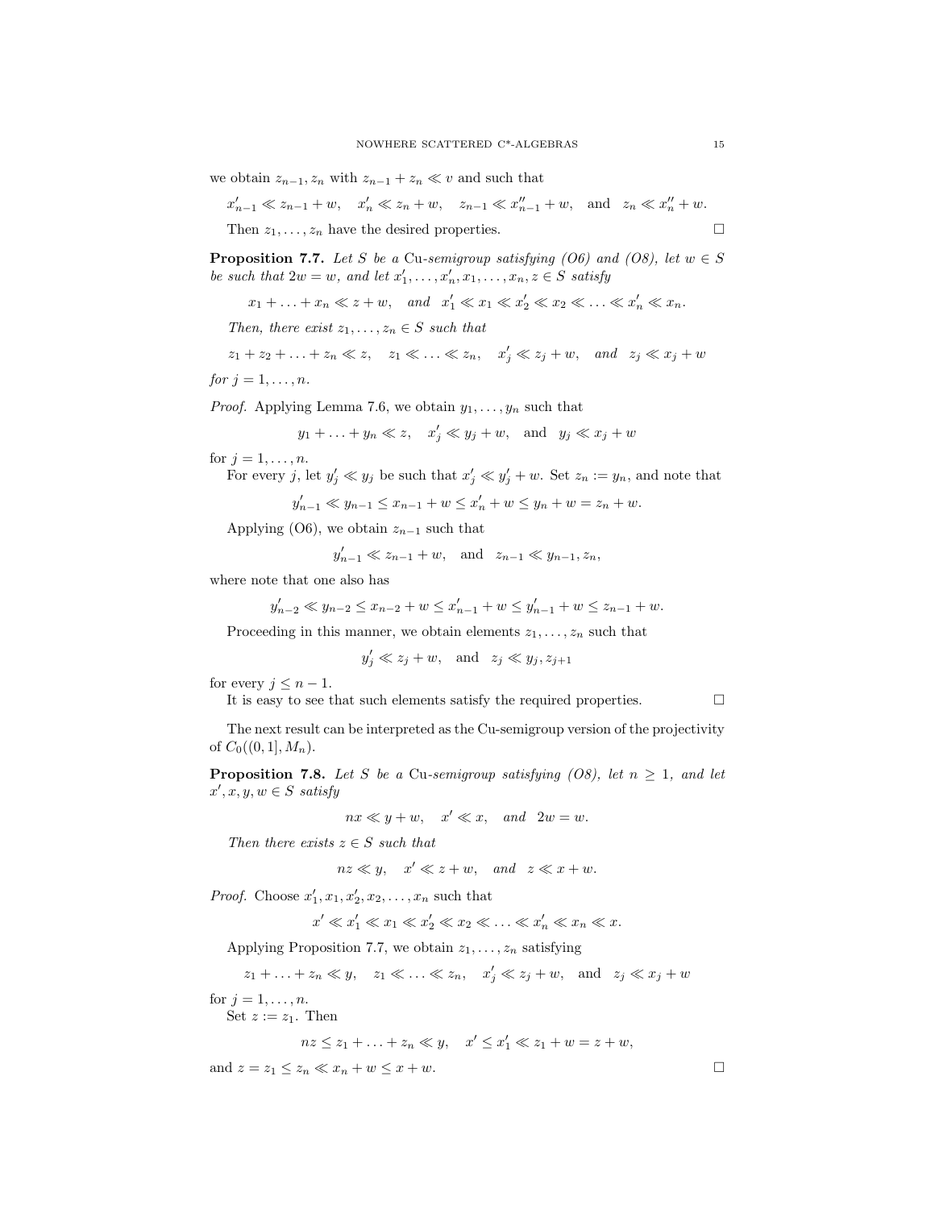we obtain $z_{n-1}, z_n$ with $z_{n-1} + z_n \ll v$ and such that

$$x'_{n-1} \ll z_{n-1} + w, \quad x'_n \ll z_n + w, \quad z_{n-1} \ll x''_{n-1} + w, \quad \text{and} \quad z_n \ll x''_n + w.$$

Then $z_1, \ldots, z_n$ have the desired properties. □

**Proposition 7.7.** *Let $S$ be a* Cu*-semigroup satisfying (O6) and (O8), let $w \in S$ be such that $2w = w$, and let $x'_1, \ldots, x'_n, x_1, \ldots, x_n, z \in S$ satisfy*

$$x_1 + \ldots + x_n \ll z + w, \quad \text{and} \quad x'_1 \ll x_1 \ll x'_2 \ll x_2 \ll \ldots \ll x'_n \ll x_n.$$

*Then, there exist $z_1, \ldots, z_n \in S$ such that*

$$z_1 + z_2 + \ldots + z_n \ll z, \quad z_1 \ll \ldots \ll z_n, \quad x'_j \ll z_j + w, \quad \text{and} \quad z_j \ll x_j + w$$

*for $j = 1, \ldots, n$.*

*Proof.* Applying Lemma 7.6, we obtain $y_1, \ldots, y_n$ such that

$$y_1 + \ldots + y_n \ll z, \quad x'_j \ll y_j + w, \quad \text{and} \quad y_j \ll x_j + w$$

for $j = 1, \ldots, n$.

For every $j$, let $y'_j \ll y_j$ be such that $x'_j \ll y'_j + w$. Set $z_n := y_n$, and note that

$$y'_{n-1} \ll y_{n-1} \leq x_{n-1} + w \leq x'_n + w \leq y_n + w = z_n + w.$$

Applying (O6), we obtain $z_{n-1}$ such that

$$y'_{n-1} \ll z_{n-1} + w, \quad \text{and} \quad z_{n-1} \ll y_{n-1}, z_n,$$

where note that one also has

$$y'_{n-2} \ll y_{n-2} \leq x_{n-2} + w \leq x'_{n-1} + w \leq y'_{n-1} + w \leq z_{n-1} + w.$$

Proceeding in this manner, we obtain elements $z_1, \ldots, z_n$ such that

$$y'_j \ll z_j + w, \quad \text{and} \quad z_j \ll y_j, z_{j+1}$$

for every $j \leq n - 1$.

It is easy to see that such elements satisfy the required properties. □

The next result can be interpreted as the Cu-semigroup version of the projectivity of $C_0((0, 1], M_n)$.

**Proposition 7.8.** *Let $S$ be a* Cu*-semigroup satisfying (O8), let $n \geq 1$, and let $x', x, y, w \in S$ satisfy*

$$nx \ll y + w, \quad x' \ll x, \quad \text{and} \quad 2w = w.$$

*Then there exists $z \in S$ such that*

$$nz \ll y, \quad x' \ll z + w, \quad \text{and} \quad z \ll x + w.$$

*Proof.* Choose $x'_1, x_1, x'_2, x_2, \ldots, x_n$ such that

$$x' \ll x'_1 \ll x_1 \ll x'_2 \ll x_2 \ll \ldots \ll x'_n \ll x_n \ll x.$$

Applying Proposition 7.7, we obtain $z_1, \ldots, z_n$ satisfying

$$z_1 + \ldots + z_n \ll y, \quad z_1 \ll \ldots \ll z_n, \quad x'_j \ll z_j + w, \quad \text{and} \quad z_j \ll x_j + w$$

for $j = 1, \ldots, n$.

Set $z := z_1$. Then

$$nz \leq z_1 + \ldots + z_n \ll y, \quad x' \leq x'_1 \ll z_1 + w = z + w,$$

and $z = z_1 \leq z_n \ll x_n + w \leq x + w$. □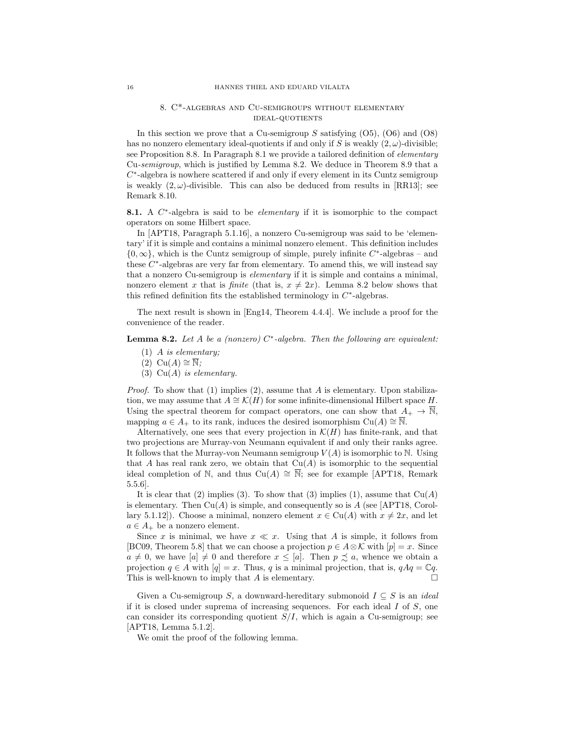## 8. C*-algebras and Cu-semigroups without elementary ideal-quotients

In this section we prove that a Cu-semigroup $S$ satisfying (O5), (O6) and (O8) has no nonzero elementary ideal-quotients if and only if $S$ is weakly $(2,\omega)$-divisible; see Proposition 8.8. In Paragraph 8.1 we provide a tailored definition of *elementary* Cu-*semigroup*, which is justified by Lemma 8.2. We deduce in Theorem 8.9 that a $C^*$-algebra is nowhere scattered if and only if every element in its Cuntz semigroup is weakly $(2,\omega)$-divisible. This can also be deduced from results in [RR13]; see Remark 8.10.

**8.1.** A $C^*$-algebra is said to be *elementary* if it is isomorphic to the compact operators on some Hilbert space.

In [APT18, Paragraph 5.1.16], a nonzero Cu-semigroup was said to be 'elementary' if it is simple and contains a minimal nonzero element. This definition includes $\{0,\infty\}$, which is the Cuntz semigroup of simple, purely infinite $C^*$-algebras – and these $C^*$-algebras are very far from elementary. To amend this, we will instead say that a nonzero Cu-semigroup is *elementary* if it is simple and contains a minimal, nonzero element $x$ that is *finite* (that is, $x \neq 2x$). Lemma 8.2 below shows that this refined definition fits the established terminology in $C^*$-algebras.

The next result is shown in [Eng14, Theorem 4.4.4]. We include a proof for the convenience of the reader.

**Lemma 8.2.** *Let $A$ be a (nonzero) $C^*$-algebra. Then the following are equivalent:*

1. *$A$ is elementary;*
2. *$\mathrm{Cu}(A) \cong \overline{\mathbb{N}}$;*
3. *$\mathrm{Cu}(A)$ is elementary.*

*Proof.* To show that (1) implies (2), assume that $A$ is elementary. Upon stabilization, we may assume that $A \cong \mathcal{K}(H)$ for some infinite-dimensional Hilbert space $H$. Using the spectral theorem for compact operators, one can show that $A_+ \to \overline{\mathbb{N}}$, mapping $a \in A_+$ to its rank, induces the desired isomorphism $\mathrm{Cu}(A) \cong \overline{\mathbb{N}}$.

Alternatively, one sees that every projection in $\mathcal{K}(H)$ has finite-rank, and that two projections are Murray-von Neumann equivalent if and only their ranks agree. It follows that the Murray-von Neumann semigroup $V(A)$ is isomorphic to $\mathbb{N}$. Using that $A$ has real rank zero, we obtain that $\mathrm{Cu}(A)$ is isomorphic to the sequential ideal completion of $\mathbb{N}$, and thus $\mathrm{Cu}(A) \cong \overline{\mathbb{N}}$; see for example [APT18, Remark 5.5.6].

It is clear that (2) implies (3). To show that (3) implies (1), assume that $\mathrm{Cu}(A)$ is elementary. Then $\mathrm{Cu}(A)$ is simple, and consequently so is $A$ (see [APT18, Corollary 5.1.12]). Choose a minimal, nonzero element $x \in \mathrm{Cu}(A)$ with $x \neq 2x$, and let $a \in A_+$ be a nonzero element.

Since $x$ is minimal, we have $x \ll x$. Using that $A$ is simple, it follows from [BC09, Theorem 5.8] that we can choose a projection $p \in A \otimes \mathcal{K}$ with $[p] = x$. Since $a \neq 0$, we have $[a] \neq 0$ and therefore $x \leq [a]$. Then $p \precsim a$, whence we obtain a projection $q \in A$ with $[q] = x$. Thus, $q$ is a minimal projection, that is, $qAq = \mathbb{C}q$. This is well-known to imply that $A$ is elementary. $\square$

Given a Cu-semigroup $S$, a downward-hereditary submonoid $I \subseteq S$ is an *ideal* if it is closed under suprema of increasing sequences. For each ideal $I$ of $S$, one can consider its corresponding quotient $S/I$, which is again a Cu-semigroup; see [APT18, Lemma 5.1.2].

We omit the proof of the following lemma.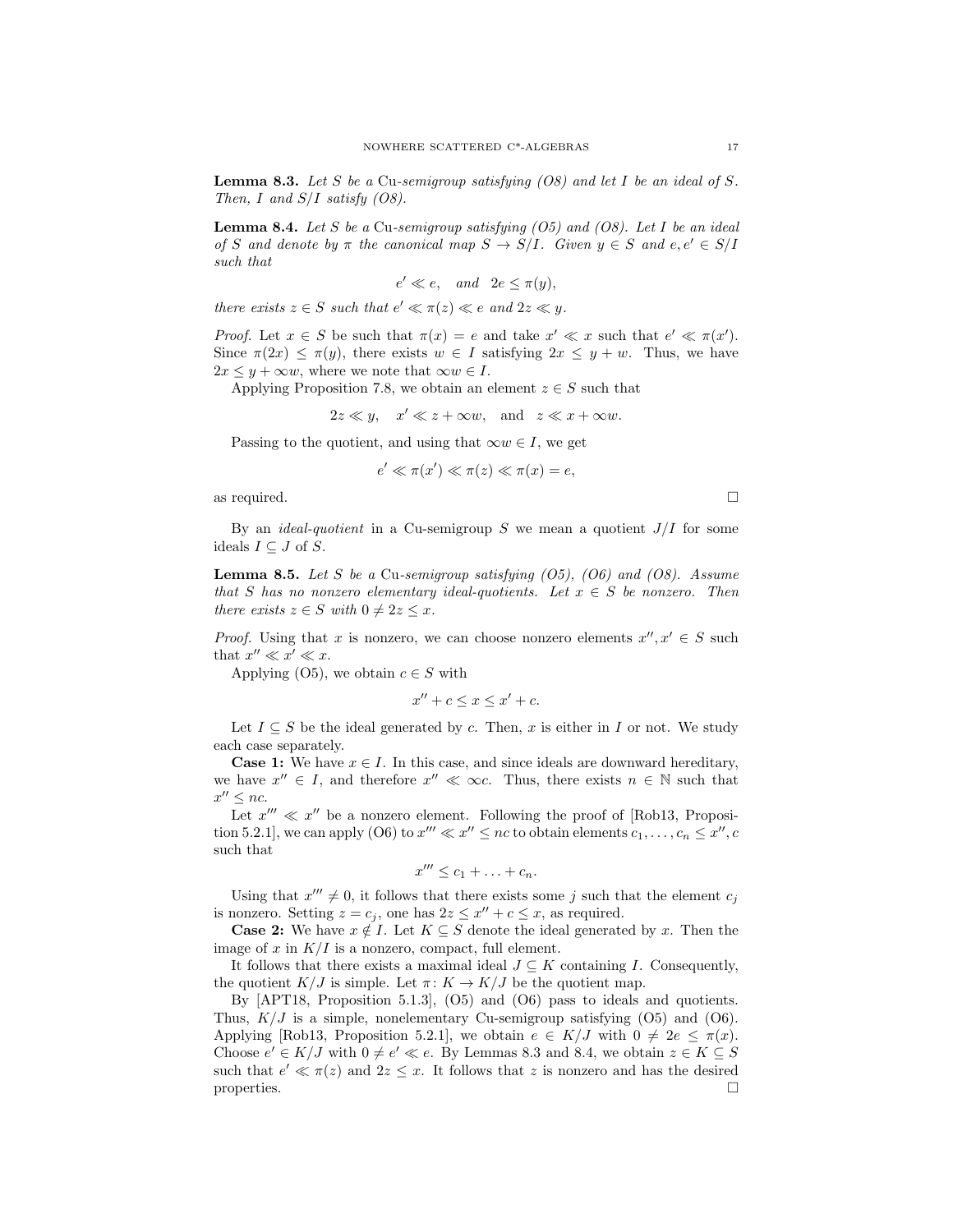**Lemma 8.3.** *Let $S$ be a* Cu*-semigroup satisfying (O8) and let $I$ be an ideal of $S$. Then, $I$ and $S/I$ satisfy (O8).*

**Lemma 8.4.** *Let $S$ be a* Cu*-semigroup satisfying (O5) and (O8). Let $I$ be an ideal of $S$ and denote by $\pi$ the canonical map $S \to S/I$. Given $y \in S$ and $e, e' \in S/I$ such that*

$$e' \ll e, \quad \text{and} \quad 2e \leq \pi(y),$$

*there exists $z \in S$ such that $e' \ll \pi(z) \ll e$ and $2z \ll y$.*

*Proof.* Let $x \in S$ be such that $\pi(x) = e$ and take $x' \ll x$ such that $e' \ll \pi(x')$. Since $\pi(2x) \leq \pi(y)$, there exists $w \in I$ satisfying $2x \leq y + w$. Thus, we have $2x \leq y + \infty w$, where we note that $\infty w \in I$.

Applying Proposition 7.8, we obtain an element $z \in S$ such that

$$2z \ll y, \quad x' \ll z + \infty w, \quad \text{and} \quad z \ll x + \infty w.$$

Passing to the quotient, and using that $\infty w \in I$, we get

$$e' \ll \pi(x') \ll \pi(z) \ll \pi(x) = e,$$

as required. □

By an *ideal-quotient* in a Cu-semigroup $S$ we mean a quotient $J/I$ for some ideals $I \subseteq J$ of $S$.

**Lemma 8.5.** *Let $S$ be a* Cu*-semigroup satisfying (O5), (O6) and (O8). Assume that $S$ has no nonzero elementary ideal-quotients. Let $x \in S$ be nonzero. Then there exists $z \in S$ with $0 \neq 2z \leq x$.*

*Proof.* Using that $x$ is nonzero, we can choose nonzero elements $x'', x' \in S$ such that $x'' \ll x' \ll x$.

Applying (O5), we obtain $c \in S$ with

$$x'' + c \leq x \leq x' + c.$$

Let $I \subseteq S$ be the ideal generated by $c$. Then, $x$ is either in $I$ or not. We study each case separately.

**Case 1:** We have $x \in I$. In this case, and since ideals are downward hereditary, we have $x'' \in I$, and therefore $x'' \ll \infty c$. Thus, there exists $n \in \mathbb{N}$ such that $x'' \leq nc$.

Let $x''' \ll x''$ be a nonzero element. Following the proof of [Rob13, Proposition 5.2.1], we can apply (O6) to $x''' \ll x'' \leq nc$ to obtain elements $c_1, \ldots, c_n \leq x'', c$ such that

$$x''' \leq c_1 + \ldots + c_n.$$

Using that $x''' \neq 0$, it follows that there exists some $j$ such that the element $c_j$ is nonzero. Setting $z = c_j$, one has $2z \leq x'' + c \leq x$, as required.

**Case 2:** We have $x \notin I$. Let $K \subseteq S$ denote the ideal generated by $x$. Then the image of $x$ in $K/I$ is a nonzero, compact, full element.

It follows that there exists a maximal ideal $J \subseteq K$ containing $I$. Consequently, the quotient $K/J$ is simple. Let $\pi\colon K \to K/J$ be the quotient map.

By [APT18, Proposition 5.1.3], (O5) and (O6) pass to ideals and quotients. Thus, $K/J$ is a simple, nonelementary Cu-semigroup satisfying (O5) and (O6). Applying [Rob13, Proposition 5.2.1], we obtain $e \in K/J$ with $0 \neq 2e \leq \pi(x)$. Choose $e' \in K/J$ with $0 \neq e' \ll e$. By Lemmas 8.3 and 8.4, we obtain $z \in K \subseteq S$ such that $e' \ll \pi(z)$ and $2z \leq x$. It follows that $z$ is nonzero and has the desired properties. □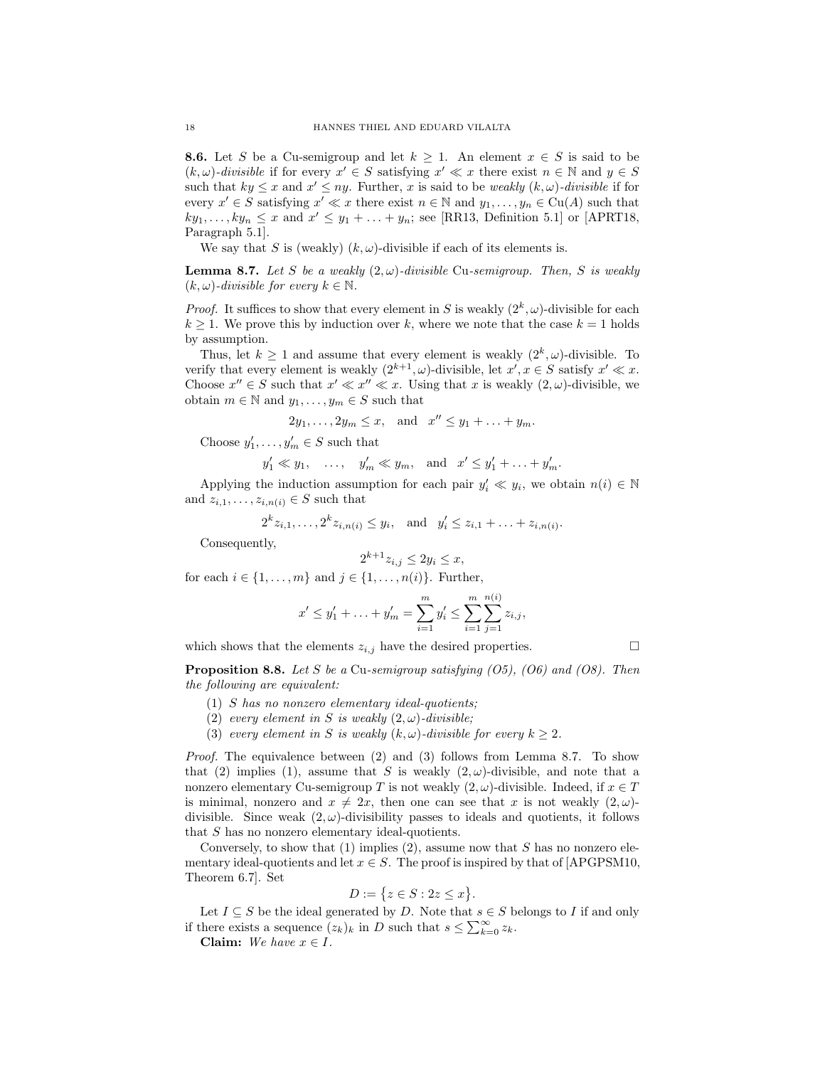**8.6.** Let $S$ be a Cu-semigroup and let $k \geq 1$. An element $x \in S$ is said to be *$(k,\omega)$-divisible* if for every $x' \in S$ satisfying $x' \ll x$ there exist $n \in \mathbb{N}$ and $y \in S$ such that $ky \leq x$ and $x' \leq ny$. Further, $x$ is said to be *weakly $(k,\omega)$-divisible* if for every $x' \in S$ satisfying $x' \ll x$ there exist $n \in \mathbb{N}$ and $y_1, \ldots, y_n \in \mathrm{Cu}(A)$ such that $ky_1, \ldots, ky_n \leq x$ and $x' \leq y_1 + \ldots + y_n$; see [RR13, Definition 5.1] or [APRT18, Paragraph 5.1].

We say that $S$ is (weakly) $(k,\omega)$-divisible if each of its elements is.

**Lemma 8.7.** *Let $S$ be a weakly $(2,\omega)$-divisible* Cu*-semigroup. Then, $S$ is weakly $(k,\omega)$-divisible for every $k \in \mathbb{N}$.*

*Proof.* It suffices to show that every element in $S$ is weakly $(2^k,\omega)$-divisible for each $k \geq 1$. We prove this by induction over $k$, where we note that the case $k = 1$ holds by assumption.

Thus, let $k \geq 1$ and assume that every element is weakly $(2^k,\omega)$-divisible. To verify that every element is weakly $(2^{k+1},\omega)$-divisible, let $x', x \in S$ satisfy $x' \ll x$. Choose $x'' \in S$ such that $x' \ll x'' \ll x$. Using that $x$ is weakly $(2,\omega)$-divisible, we obtain $m \in \mathbb{N}$ and $y_1, \ldots, y_m \in S$ such that

$$2y_1, \ldots, 2y_m \leq x, \quad \text{and} \quad x'' \leq y_1 + \ldots + y_m.$$

Choose $y_1', \ldots, y_m' \in S$ such that

$$y_1' \ll y_1, \quad \ldots, \quad y_m' \ll y_m, \quad \text{and} \quad x' \leq y_1' + \ldots + y_m'.$$

Applying the induction assumption for each pair $y_i' \ll y_i$, we obtain $n(i) \in \mathbb{N}$ and $z_{i,1}, \ldots, z_{i,n(i)} \in S$ such that

$$2^k z_{i,1}, \ldots, 2^k z_{i,n(i)} \leq y_i, \quad \text{and} \quad y_i' \leq z_{i,1} + \ldots + z_{i,n(i)}.$$

Consequently,

$$2^{k+1} z_{i,j} \leq 2y_i \leq x,$$

for each $i \in \{1, \ldots, m\}$ and $j \in \{1, \ldots, n(i)\}$. Further,

$$x' \leq y_1' + \ldots + y_m' = \sum_{i=1}^{m} y_i' \leq \sum_{i=1}^{m} \sum_{j=1}^{n(i)} z_{i,j},$$

which shows that the elements $z_{i,j}$ have the desired properties. $\square$

**Proposition 8.8.** *Let $S$ be a* Cu*-semigroup satisfying (O5), (O6) and (O8). Then the following are equivalent:*

1. *$S$ has no nonzero elementary ideal-quotients;*
2. *every element in $S$ is weakly $(2,\omega)$-divisible;*
3. *every element in $S$ is weakly $(k,\omega)$-divisible for every $k \geq 2$.*

*Proof.* The equivalence between (2) and (3) follows from Lemma 8.7. To show that (2) implies (1), assume that $S$ is weakly $(2,\omega)$-divisible, and note that a nonzero elementary Cu-semigroup $T$ is not weakly $(2,\omega)$-divisible. Indeed, if $x \in T$ is minimal, nonzero and $x \neq 2x$, then one can see that $x$ is not weakly $(2,\omega)$-divisible. Since weak $(2,\omega)$-divisibility passes to ideals and quotients, it follows that $S$ has no nonzero elementary ideal-quotients.

Conversely, to show that (1) implies (2), assume now that $S$ has no nonzero elementary ideal-quotients and let $x \in S$. The proof is inspired by that of [APGPSM10, Theorem 6.7]. Set

$$D := \{z \in S : 2z \leq x\}.$$

Let $I \subseteq S$ be the ideal generated by $D$. Note that $s \in S$ belongs to $I$ if and only if there exists a sequence $(z_k)_k$ in $D$ such that $s \leq \sum_{k=0}^{\infty} z_k$.

**Claim:** *We have $x \in I$.*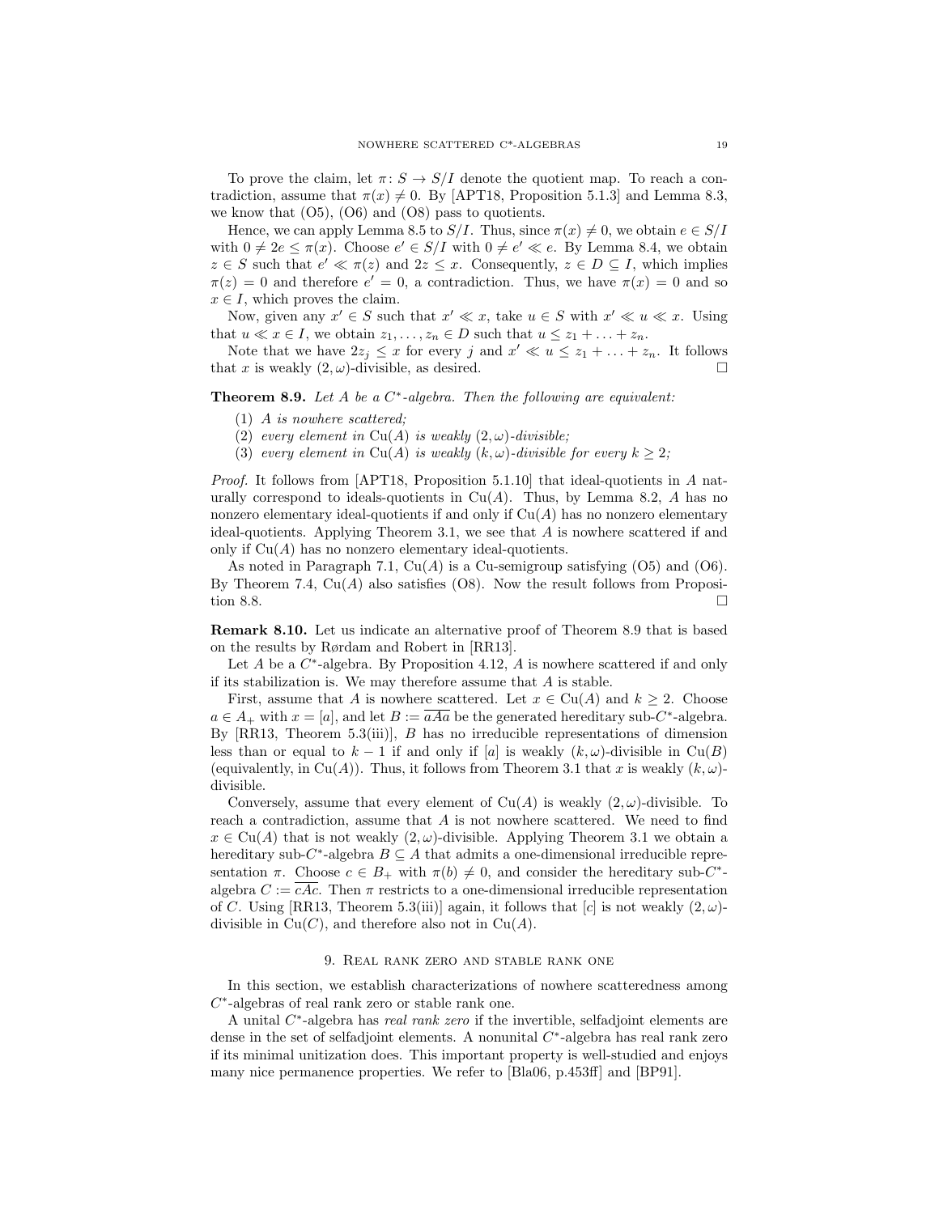To prove the claim, let $\pi\colon S \to S/I$ denote the quotient map. To reach a contradiction, assume that $\pi(x) \neq 0$. By [APT18, Proposition 5.1.3] and Lemma 8.3, we know that (O5), (O6) and (O8) pass to quotients.

Hence, we can apply Lemma 8.5 to $S/I$. Thus, since $\pi(x) \neq 0$, we obtain $e \in S/I$ with $0 \neq 2e \leq \pi(x)$. Choose $e' \in S/I$ with $0 \neq e' \ll e$. By Lemma 8.4, we obtain $z \in S$ such that $e' \ll \pi(z)$ and $2z \leq x$. Consequently, $z \in D \subseteq I$, which implies $\pi(z) = 0$ and therefore $e' = 0$, a contradiction. Thus, we have $\pi(x) = 0$ and so $x \in I$, which proves the claim.

Now, given any $x' \in S$ such that $x' \ll x$, take $u \in S$ with $x' \ll u \ll x$. Using that $u \ll x \in I$, we obtain $z_1, \ldots, z_n \in D$ such that $u \leq z_1 + \ldots + z_n$.

Note that we have $2z_j \leq x$ for every $j$ and $x' \ll u \leq z_1 + \ldots + z_n$. It follows that $x$ is weakly $(2, \omega)$-divisible, as desired. $\square$

**Theorem 8.9.** *Let $A$ be a $C^*$-algebra. Then the following are equivalent:*

1. *$A$ is nowhere scattered;*
2. *every element in $\mathrm{Cu}(A)$ is weakly $(2, \omega)$-divisible;*
3. *every element in $\mathrm{Cu}(A)$ is weakly $(k, \omega)$-divisible for every $k \geq 2$;*

*Proof.* It follows from [APT18, Proposition 5.1.10] that ideal-quotients in $A$ naturally correspond to ideals-quotients in $\mathrm{Cu}(A)$. Thus, by Lemma 8.2, $A$ has no nonzero elementary ideal-quotients if and only if $\mathrm{Cu}(A)$ has no nonzero elementary ideal-quotients. Applying Theorem 3.1, we see that $A$ is nowhere scattered if and only if $\mathrm{Cu}(A)$ has no nonzero elementary ideal-quotients.

As noted in Paragraph 7.1, $\mathrm{Cu}(A)$ is a Cu-semigroup satisfying (O5) and (O6). By Theorem 7.4, $\mathrm{Cu}(A)$ also satisfies (O8). Now the result follows from Proposition 8.8. $\square$

**Remark 8.10.** Let us indicate an alternative proof of Theorem 8.9 that is based on the results by Rørdam and Robert in [RR13].

Let $A$ be a $C^*$-algebra. By Proposition 4.12, $A$ is nowhere scattered if and only if its stabilization is. We may therefore assume that $A$ is stable.

First, assume that $A$ is nowhere scattered. Let $x \in \mathrm{Cu}(A)$ and $k \geq 2$. Choose $a \in A_+$ with $x = [a]$, and let $B := \overline{aAa}$ be the generated hereditary sub-$C^*$-algebra. By [RR13, Theorem 5.3(iii)], $B$ has no irreducible representations of dimension less than or equal to $k-1$ if and only if $[a]$ is weakly $(k, \omega)$-divisible in $\mathrm{Cu}(B)$ (equivalently, in $\mathrm{Cu}(A)$). Thus, it follows from Theorem 3.1 that $x$ is weakly $(k, \omega)$-divisible.

Conversely, assume that every element of $\mathrm{Cu}(A)$ is weakly $(2, \omega)$-divisible. To reach a contradiction, assume that $A$ is not nowhere scattered. We need to find $x \in \mathrm{Cu}(A)$ that is not weakly $(2, \omega)$-divisible. Applying Theorem 3.1 we obtain a hereditary sub-$C^*$-algebra $B \subseteq A$ that admits a one-dimensional irreducible representation $\pi$. Choose $c \in B_+$ with $\pi(b) \neq 0$, and consider the hereditary sub-$C^*$-algebra $C := \overline{cAc}$. Then $\pi$ restricts to a one-dimensional irreducible representation of $C$. Using [RR13, Theorem 5.3(iii)] again, it follows that $[c]$ is not weakly $(2, \omega)$-divisible in $\mathrm{Cu}(C)$, and therefore also not in $\mathrm{Cu}(A)$.

## 9. Real rank zero and stable rank one

In this section, we establish characterizations of nowhere scatteredness among $C^*$-algebras of real rank zero or stable rank one.

A unital $C^*$-algebra has *real rank zero* if the invertible, selfadjoint elements are dense in the set of selfadjoint elements. A nonunital $C^*$-algebra has real rank zero if its minimal unitization does. This important property is well-studied and enjoys many nice permanence properties. We refer to [Bla06, p.453ff] and [BP91].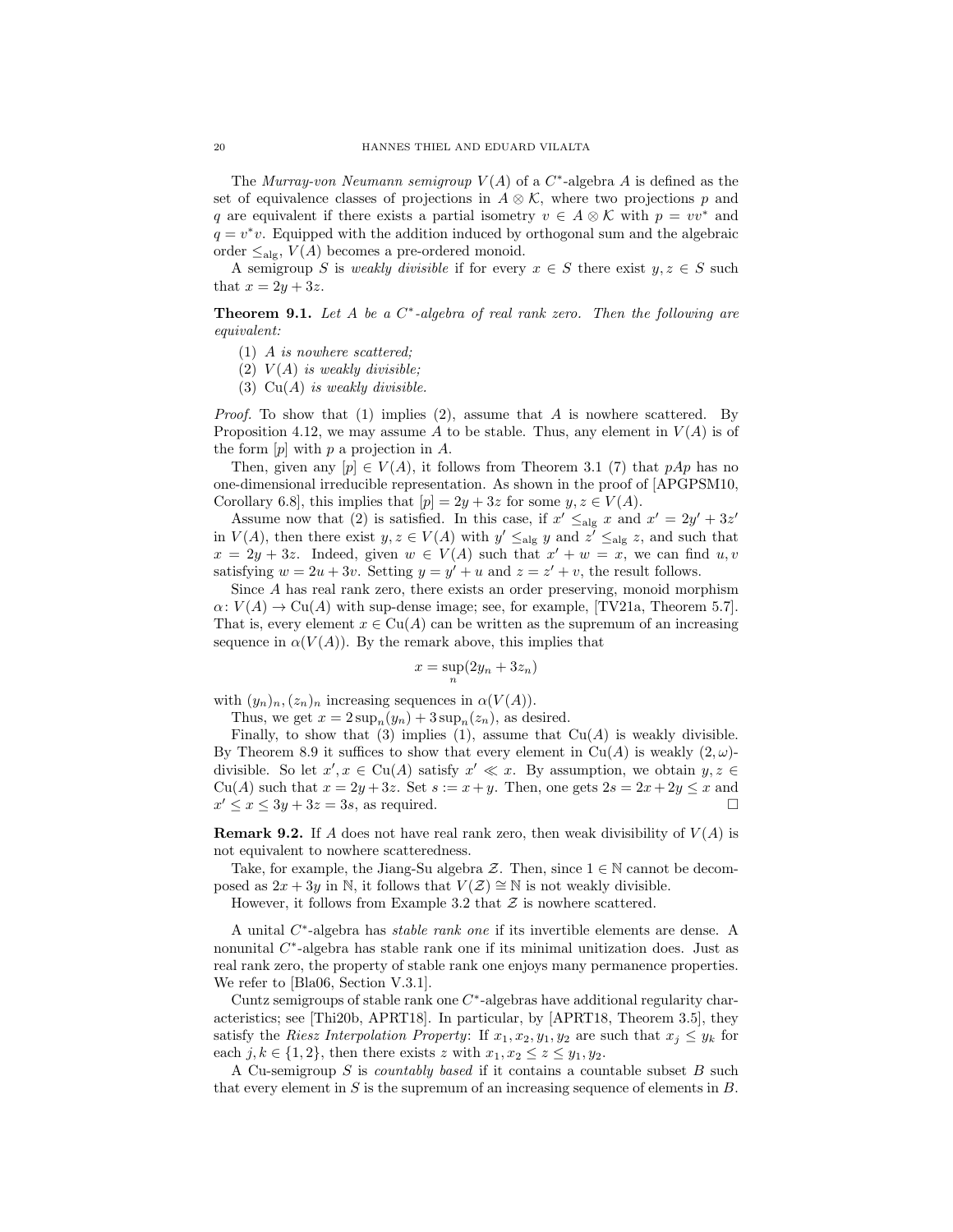The *Murray-von Neumann semigroup* $V(A)$ of a $C^*$-algebra $A$ is defined as the set of equivalence classes of projections in $A \otimes \mathcal{K}$, where two projections $p$ and $q$ are equivalent if there exists a partial isometry $v \in A \otimes \mathcal{K}$ with $p = vv^*$ and $q = v^*v$. Equipped with the addition induced by orthogonal sum and the algebraic order $\leq_{\mathrm{alg}}$, $V(A)$ becomes a pre-ordered monoid.

A semigroup $S$ is *weakly divisible* if for every $x \in S$ there exist $y, z \in S$ such that $x = 2y + 3z$.

**Theorem 9.1.** *Let $A$ be a $C^*$-algebra of real rank zero. Then the following are equivalent:*

1. *$A$ is nowhere scattered;*
2. *$V(A)$ is weakly divisible;*
3. *$\mathrm{Cu}(A)$ is weakly divisible.*

*Proof.* To show that (1) implies (2), assume that $A$ is nowhere scattered. By Proposition 4.12, we may assume $A$ to be stable. Thus, any element in $V(A)$ is of the form $[p]$ with $p$ a projection in $A$.

Then, given any $[p] \in V(A)$, it follows from Theorem 3.1 (7) that $pAp$ has no one-dimensional irreducible representation. As shown in the proof of [APGPSM10, Corollary 6.8], this implies that $[p] = 2y + 3z$ for some $y, z \in V(A)$.

Assume now that (2) is satisfied. In this case, if $x' \leq_{\mathrm{alg}} x$ and $x' = 2y' + 3z'$ in $V(A)$, then there exist $y, z \in V(A)$ with $y' \leq_{\mathrm{alg}} y$ and $z' \leq_{\mathrm{alg}} z$, and such that $x = 2y + 3z$. Indeed, given $w \in V(A)$ such that $x' + w = x$, we can find $u, v$ satisfying $w = 2u + 3v$. Setting $y = y' + u$ and $z = z' + v$, the result follows.

Since $A$ has real rank zero, there exists an order preserving, monoid morphism $\alpha\colon V(A) \to \mathrm{Cu}(A)$ with sup-dense image; see, for example, [TV21a, Theorem 5.7]. That is, every element $x \in \mathrm{Cu}(A)$ can be written as the supremum of an increasing sequence in $\alpha(V(A))$. By the remark above, this implies that

$$x = \sup_n (2y_n + 3z_n)$$

with $(y_n)_n, (z_n)_n$ increasing sequences in $\alpha(V(A))$.

Thus, we get $x = 2\sup_n(y_n) + 3\sup_n(z_n)$, as desired.

Finally, to show that (3) implies (1), assume that $\mathrm{Cu}(A)$ is weakly divisible. By Theorem 8.9 it suffices to show that every element in $\mathrm{Cu}(A)$ is weakly $(2,\omega)$-divisible. So let $x', x \in \mathrm{Cu}(A)$ satisfy $x' \ll x$. By assumption, we obtain $y, z \in \mathrm{Cu}(A)$ such that $x = 2y + 3z$. Set $s := x + y$. Then, one gets $2s = 2x + 2y \leq x$ and $x' \leq x \leq 3y + 3z = 3s$, as required. □

**Remark 9.2.** If $A$ does not have real rank zero, then weak divisibility of $V(A)$ is not equivalent to nowhere scatteredness.

Take, for example, the Jiang-Su algebra $\mathcal{Z}$. Then, since $1 \in \mathbb{N}$ cannot be decomposed as $2x + 3y$ in $\mathbb{N}$, it follows that $V(\mathcal{Z}) \cong \mathbb{N}$ is not weakly divisible.

However, it follows from Example 3.2 that $\mathcal{Z}$ is nowhere scattered.

A unital $C^*$-algebra has *stable rank one* if its invertible elements are dense. A nonunital $C^*$-algebra has stable rank one if its minimal unitization does. Just as real rank zero, the property of stable rank one enjoys many permanence properties. We refer to [Bla06, Section V.3.1].

Cuntz semigroups of stable rank one $C^*$-algebras have additional regularity characteristics; see [Thi20b, APRT18]. In particular, by [APRT18, Theorem 3.5], they satisfy the *Riesz Interpolation Property*: If $x_1, x_2, y_1, y_2$ are such that $x_j \leq y_k$ for each $j, k \in \{1, 2\}$, then there exists $z$ with $x_1, x_2 \leq z \leq y_1, y_2$.

A Cu-semigroup $S$ is *countably based* if it contains a countable subset $B$ such that every element in $S$ is the supremum of an increasing sequence of elements in $B$.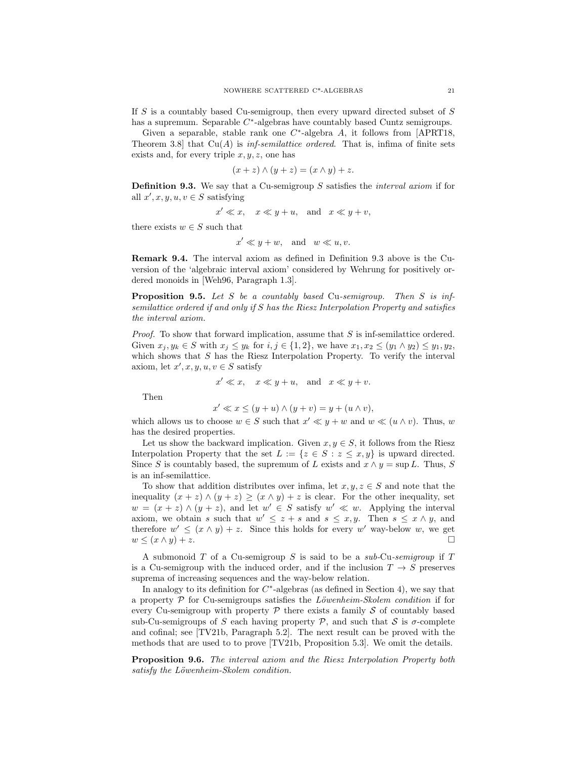If $S$ is a countably based Cu-semigroup, then every upward directed subset of $S$ has a supremum. Separable $C^*$-algebras have countably based Cuntz semigroups.

Given a separable, stable rank one $C^*$-algebra $A$, it follows from [APRT18, Theorem 3.8] that $\mathrm{Cu}(A)$ is *inf-semilattice ordered*. That is, infima of finite sets exists and, for every triple $x, y, z$, one has

$$(x+z) \wedge (y+z) = (x \wedge y) + z.$$

**Definition 9.3.** We say that a Cu-semigroup $S$ satisfies the *interval axiom* if for all $x', x, y, u, v \in S$ satisfying

$$x' \ll x, \quad x \ll y+u, \quad \text{and} \quad x \ll y+v,$$

there exists $w \in S$ such that

$$x' \ll y+w, \quad \text{and} \quad w \ll u, v.$$

**Remark 9.4.** The interval axiom as defined in Definition 9.3 above is the Cu-version of the 'algebraic interval axiom' considered by Wehrung for positively ordered monoids in [Weh96, Paragraph 1.3].

**Proposition 9.5.** *Let $S$ be a countably based* Cu*-semigroup. Then $S$ is inf-semilattice ordered if and only if $S$ has the Riesz Interpolation Property and satisfies the interval axiom.*

*Proof.* To show that forward implication, assume that $S$ is inf-semilattice ordered. Given $x_j, y_k \in S$ with $x_j \leq y_k$ for $i, j \in \{1, 2\}$, we have $x_1, x_2 \leq (y_1 \wedge y_2) \leq y_1, y_2$, which shows that $S$ has the Riesz Interpolation Property. To verify the interval axiom, let $x', x, y, u, v \in S$ satisfy

$$x' \ll x, \quad x \ll y+u, \quad \text{and} \quad x \ll y+v.$$

Then

$$x' \ll x \leq (y+u) \wedge (y+v) = y + (u \wedge v),$$

which allows us to choose $w \in S$ such that $x' \ll y+w$ and $w \ll (u \wedge v)$. Thus, $w$ has the desired properties.

Let us show the backward implication. Given $x, y \in S$, it follows from the Riesz Interpolation Property that the set $L := \{z \in S : z \leq x, y\}$ is upward directed. Since $S$ is countably based, the supremum of $L$ exists and $x \wedge y = \sup L$. Thus, $S$ is an inf-semilattice.

To show that addition distributes over infima, let $x, y, z \in S$ and note that the inequality $(x+z) \wedge (y+z) \geq (x \wedge y) + z$ is clear. For the other inequality, set $w = (x+z) \wedge (y+z)$, and let $w' \in S$ satisfy $w' \ll w$. Applying the interval axiom, we obtain $s$ such that $w' \leq z+s$ and $s \leq x, y$. Then $s \leq x \wedge y$, and therefore $w' \leq (x \wedge y) + z$. Since this holds for every $w'$ way-below $w$, we get $w \leq (x \wedge y) + z$. $\square$

A submonoid $T$ of a Cu-semigroup $S$ is said to be a *sub-*Cu*-semigroup* if $T$ is a Cu-semigroup with the induced order, and if the inclusion $T \to S$ preserves suprema of increasing sequences and the way-below relation.

In analogy to its definition for $C^*$-algebras (as defined in Section 4), we say that a property $\mathcal{P}$ for Cu-semigroups satisfies the *Löwenheim-Skolem condition* if for every Cu-semigroup with property $\mathcal{P}$ there exists a family $\mathcal{S}$ of countably based sub-Cu-semigroups of $S$ each having property $\mathcal{P}$, and such that $\mathcal{S}$ is $\sigma$-complete and cofinal; see [TV21b, Paragraph 5.2]. The next result can be proved with the methods that are used to to prove [TV21b, Proposition 5.3]. We omit the details.

**Proposition 9.6.** *The interval axiom and the Riesz Interpolation Property both satisfy the Löwenheim-Skolem condition.*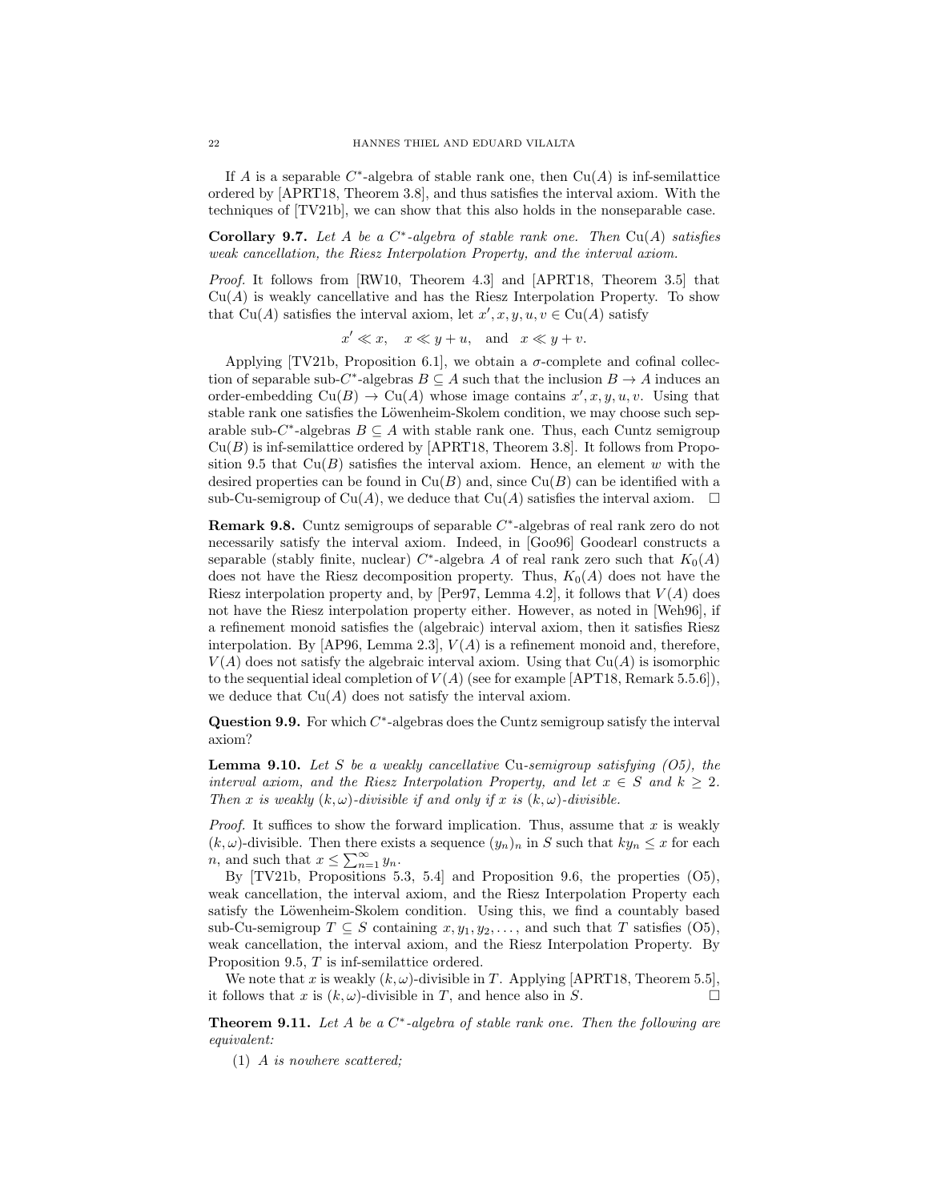If $A$ is a separable $C^*$-algebra of stable rank one, then $\mathrm{Cu}(A)$ is inf-semilattice ordered by [APRT18, Theorem 3.8], and thus satisfies the interval axiom. With the techniques of [TV21b], we can show that this also holds in the nonseparable case.

**Corollary 9.7.** *Let $A$ be a $C^*$-algebra of stable rank one. Then $\mathrm{Cu}(A)$ satisfies weak cancellation, the Riesz Interpolation Property, and the interval axiom.*

*Proof.* It follows from [RW10, Theorem 4.3] and [APRT18, Theorem 3.5] that $\mathrm{Cu}(A)$ is weakly cancellative and has the Riesz Interpolation Property. To show that $\mathrm{Cu}(A)$ satisfies the interval axiom, let $x', x, y, u, v \in \mathrm{Cu}(A)$ satisfy

$$x' \ll x, \quad x \ll y + u, \quad \text{and} \quad x \ll y + v.$$

Applying [TV21b, Proposition 6.1], we obtain a $\sigma$-complete and cofinal collection of separable sub-$C^*$-algebras $B \subseteq A$ such that the inclusion $B \to A$ induces an order-embedding $\mathrm{Cu}(B) \to \mathrm{Cu}(A)$ whose image contains $x', x, y, u, v$. Using that stable rank one satisfies the Löwenheim-Skolem condition, we may choose such separable sub-$C^*$-algebras $B \subseteq A$ with stable rank one. Thus, each Cuntz semigroup $\mathrm{Cu}(B)$ is inf-semilattice ordered by [APRT18, Theorem 3.8]. It follows from Proposition 9.5 that $\mathrm{Cu}(B)$ satisfies the interval axiom. Hence, an element $w$ with the desired properties can be found in $\mathrm{Cu}(B)$ and, since $\mathrm{Cu}(B)$ can be identified with a sub-Cu-semigroup of $\mathrm{Cu}(A)$, we deduce that $\mathrm{Cu}(A)$ satisfies the interval axiom. $\square$

**Remark 9.8.** Cuntz semigroups of separable $C^*$-algebras of real rank zero do not necessarily satisfy the interval axiom. Indeed, in [Goo96] Goodearl constructs a separable (stably finite, nuclear) $C^*$-algebra $A$ of real rank zero such that $K_0(A)$ does not have the Riesz decomposition property. Thus, $K_0(A)$ does not have the Riesz interpolation property and, by [Per97, Lemma 4.2], it follows that $V(A)$ does not have the Riesz interpolation property either. However, as noted in [Weh96], if a refinement monoid satisfies the (algebraic) interval axiom, then it satisfies Riesz interpolation. By [AP96, Lemma 2.3], $V(A)$ is a refinement monoid and, therefore, $V(A)$ does not satisfy the algebraic interval axiom. Using that $\mathrm{Cu}(A)$ is isomorphic to the sequential ideal completion of $V(A)$ (see for example [APT18, Remark 5.5.6]), we deduce that $\mathrm{Cu}(A)$ does not satisfy the interval axiom.

**Question 9.9.** For which $C^*$-algebras does the Cuntz semigroup satisfy the interval axiom?

**Lemma 9.10.** *Let $S$ be a weakly cancellative $\mathrm{Cu}$-semigroup satisfying (O5), the interval axiom, and the Riesz Interpolation Property, and let $x \in S$ and $k \geq 2$. Then $x$ is weakly $(k, \omega)$-divisible if and only if $x$ is $(k, \omega)$-divisible.*

*Proof.* It suffices to show the forward implication. Thus, assume that $x$ is weakly $(k, \omega)$-divisible. Then there exists a sequence $(y_n)_n$ in $S$ such that $ky_n \leq x$ for each $n$, and such that $x \leq \sum_{n=1}^{\infty} y_n$.

By [TV21b, Propositions 5.3, 5.4] and Proposition 9.6, the properties (O5), weak cancellation, the interval axiom, and the Riesz Interpolation Property each satisfy the Löwenheim-Skolem condition. Using this, we find a countably based sub-Cu-semigroup $T \subseteq S$ containing $x, y_1, y_2, \ldots$, and such that $T$ satisfies (O5), weak cancellation, the interval axiom, and the Riesz Interpolation Property. By Proposition 9.5, $T$ is inf-semilattice ordered.

We note that $x$ is weakly $(k, \omega)$-divisible in $T$. Applying [APRT18, Theorem 5.5], it follows that $x$ is $(k, \omega)$-divisible in $T$, and hence also in $S$. $\square$

**Theorem 9.11.** *Let $A$ be a $C^*$-algebra of stable rank one. Then the following are equivalent:*

(1) *$A$ is nowhere scattered;*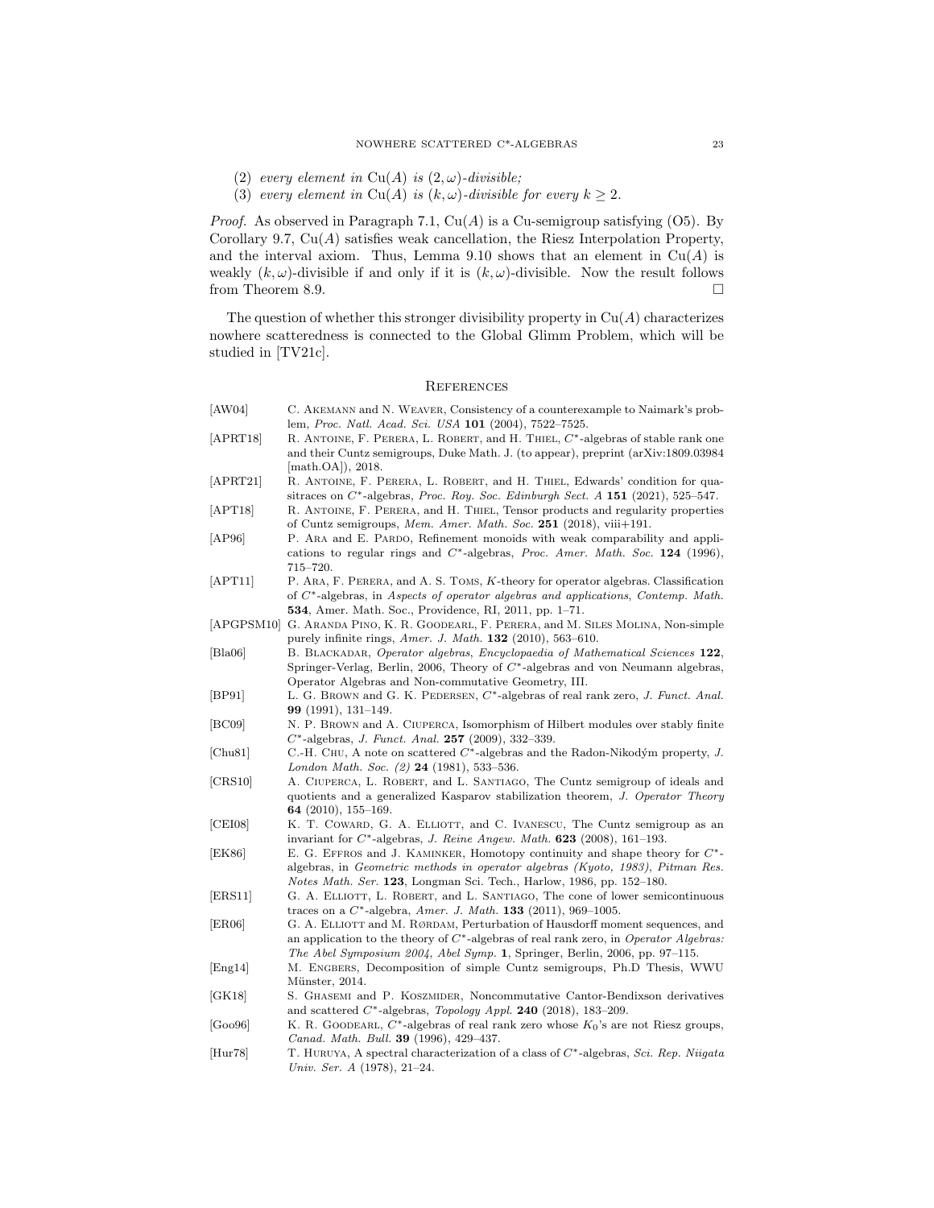(2) *every element in* $\mathrm{Cu}(A)$ *is* $(2,\omega)$*-divisible;*
(3) *every element in* $\mathrm{Cu}(A)$ *is* $(k,\omega)$*-divisible for every* $k \geq 2$.

*Proof.* As observed in Paragraph 7.1, $\mathrm{Cu}(A)$ is a Cu-semigroup satisfying (O5). By Corollary 9.7, $\mathrm{Cu}(A)$ satisfies weak cancellation, the Riesz Interpolation Property, and the interval axiom. Thus, Lemma 9.10 shows that an element in $\mathrm{Cu}(A)$ is weakly $(k,\omega)$-divisible if and only if it is $(k,\omega)$-divisible. Now the result follows from Theorem 8.9. □

The question of whether this stronger divisibility property in $\mathrm{Cu}(A)$ characterizes nowhere scatteredness is connected to the Global Glimm Problem, which will be studied in [TV21c].

## References

- [AW04] C. Akemann and N. Weaver, Consistency of a counterexample to Naimark's problem, *Proc. Natl. Acad. Sci. USA* **101** (2004), 7522–7525.
- [APRT18] R. Antoine, F. Perera, L. Robert, and H. Thiel, $C^*$-algebras of stable rank one and their Cuntz semigroups, Duke Math. J. (to appear), preprint (arXiv:1809.03984 [math.OA]), 2018.
- [APRT21] R. Antoine, F. Perera, L. Robert, and H. Thiel, Edwards' condition for quasitraces on $C^*$-algebras, *Proc. Roy. Soc. Edinburgh Sect. A* **151** (2021), 525–547.
- [APT18] R. Antoine, F. Perera, and H. Thiel, Tensor products and regularity properties of Cuntz semigroups, *Mem. Amer. Math. Soc.* **251** (2018), viii+191.
- [AP96] P. Ara and E. Pardo, Refinement monoids with weak comparability and applications to regular rings and $C^*$-algebras, *Proc. Amer. Math. Soc.* **124** (1996), 715–720.
- [APT11] P. Ara, F. Perera, and A. S. Toms, $K$-theory for operator algebras. Classification of $C^*$-algebras, in *Aspects of operator algebras and applications*, *Contemp. Math.* **534**, Amer. Math. Soc., Providence, RI, 2011, pp. 1–71.
- [APGPSM10] G. Aranda Pino, K. R. Goodearl, F. Perera, and M. Siles Molina, Non-simple purely infinite rings, *Amer. J. Math.* **132** (2010), 563–610.
- [Bla06] B. Blackadar, *Operator algebras*, *Encyclopaedia of Mathematical Sciences* **122**, Springer-Verlag, Berlin, 2006, Theory of $C^*$-algebras and von Neumann algebras, Operator Algebras and Non-commutative Geometry, III.
- [BP91] L. G. Brown and G. K. Pedersen, $C^*$-algebras of real rank zero, *J. Funct. Anal.* **99** (1991), 131–149.
- [BC09] N. P. Brown and A. Ciuperca, Isomorphism of Hilbert modules over stably finite $C^*$-algebras, *J. Funct. Anal.* **257** (2009), 332–339.
- [Chu81] C.-H. Chu, A note on scattered $C^*$-algebras and the Radon-Nikodým property, *J. London Math. Soc. (2)* **24** (1981), 533–536.
- [CRS10] A. Ciuperca, L. Robert, and L. Santiago, The Cuntz semigroup of ideals and quotients and a generalized Kasparov stabilization theorem, *J. Operator Theory* **64** (2010), 155–169.
- [CEI08] K. T. Coward, G. A. Elliott, and C. Ivanescu, The Cuntz semigroup as an invariant for $C^*$-algebras, *J. Reine Angew. Math.* **623** (2008), 161–193.
- [EK86] E. G. Effros and J. Kaminker, Homotopy continuity and shape theory for $C^*$-algebras, in *Geometric methods in operator algebras (Kyoto, 1983)*, *Pitman Res. Notes Math. Ser.* **123**, Longman Sci. Tech., Harlow, 1986, pp. 152–180.
- [ERS11] G. A. Elliott, L. Robert, and L. Santiago, The cone of lower semicontinuous traces on a $C^*$-algebra, *Amer. J. Math.* **133** (2011), 969–1005.
- [ER06] G. A. Elliott and M. Rørdam, Perturbation of Hausdorff moment sequences, and an application to the theory of $C^*$-algebras of real rank zero, in *Operator Algebras: The Abel Symposium 2004*, *Abel Symp.* **1**, Springer, Berlin, 2006, pp. 97–115.
- [Eng14] M. Engbers, Decomposition of simple Cuntz semigroups, Ph.D Thesis, WWU Münster, 2014.
- [GK18] S. Ghasemi and P. Koszmider, Noncommutative Cantor-Bendixson derivatives and scattered $C^*$-algebras, *Topology Appl.* **240** (2018), 183–209.
- [Goo96] K. R. Goodearl, $C^*$-algebras of real rank zero whose $K_0$'s are not Riesz groups, *Canad. Math. Bull.* **39** (1996), 429–437.
- [Hur78] T. Huruya, A spectral characterization of a class of $C^*$-algebras, *Sci. Rep. Niigata Univ. Ser. A* (1978), 21–24.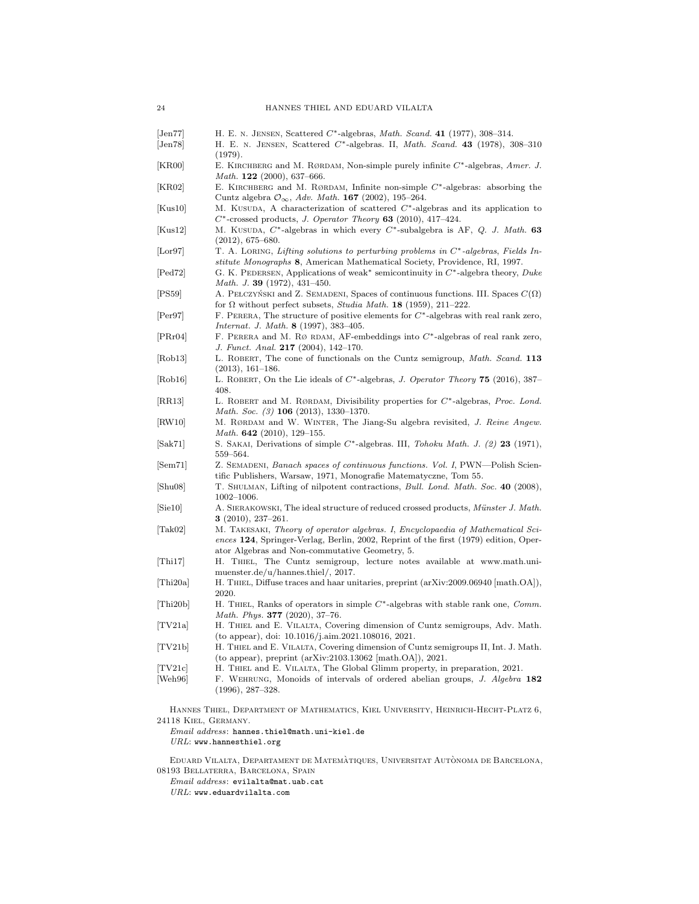[Jen77] H. E. n. Jensen, Scattered $C^*$-algebras, *Math. Scand.* **41** (1977), 308–314.

[Jen78] H. E. n. Jensen, Scattered $C^*$-algebras. II, *Math. Scand.* **43** (1978), 308–310 (1979).

[KR00] E. Kirchberg and M. Rørdam, Non-simple purely infinite $C^*$-algebras, *Amer. J. Math.* **122** (2000), 637–666.

[KR02] E. Kirchberg and M. Rørdam, Infinite non-simple $C^*$-algebras: absorbing the Cuntz algebra $\mathcal{O}_\infty$, *Adv. Math.* **167** (2002), 195–264.

[Kus10] M. Kusuda, A characterization of scattered $C^*$-algebras and its application to $C^*$-crossed products, *J. Operator Theory* **63** (2010), 417–424.

[Kus12] M. Kusuda, $C^*$-algebras in which every $C^*$-subalgebra is AF, *Q. J. Math.* **63** (2012), 675–680.

[Lor97] T. A. Loring, *Lifting solutions to perturbing problems in $C^*$-algebras, Fields Institute Monographs* **8**, American Mathematical Society, Providence, RI, 1997.

[Ped72] G. K. Pedersen, Applications of weak* semicontinuity in $C^*$-algebra theory, *Duke Math. J.* **39** (1972), 431–450.

[PS59] A. Pełczyński and Z. Semadeni, Spaces of continuous functions. III. Spaces $C(\Omega)$ for $\Omega$ without perfect subsets, *Studia Math.* **18** (1959), 211–222.

[Per97] F. Perera, The structure of positive elements for $C^*$-algebras with real rank zero, *Internat. J. Math.* **8** (1997), 383–405.

[PRr04] F. Perera and M. Rø rdam, AF-embeddings into $C^*$-algebras of real rank zero, *J. Funct. Anal.* **217** (2004), 142–170.

[Rob13] L. Robert, The cone of functionals on the Cuntz semigroup, *Math. Scand.* **113** (2013), 161–186.

[Rob16] L. Robert, On the Lie ideals of $C^*$-algebras, *J. Operator Theory* **75** (2016), 387–408.

[RR13] L. Robert and M. Rørdam, Divisibility properties for $C^*$-algebras, *Proc. Lond. Math. Soc. (3)* **106** (2013), 1330–1370.

[RW10] M. Rørdam and W. Winter, The Jiang-Su algebra revisited, *J. Reine Angew. Math.* **642** (2010), 129–155.

[Sak71] S. Sakai, Derivations of simple $C^*$-algebras. III, *Tohoku Math. J. (2)* **23** (1971), 559–564.

[Sem71] Z. Semadeni, *Banach spaces of continuous functions. Vol. I*, PWN—Polish Scientific Publishers, Warsaw, 1971, Monografie Matematyczne, Tom 55.

[Shu08] T. Shulman, Lifting of nilpotent contractions, *Bull. Lond. Math. Soc.* **40** (2008), 1002–1006.

[Sie10] A. Sierakowski, The ideal structure of reduced crossed products, *Münster J. Math.* **3** (2010), 237–261.

[Tak02] M. Takesaki, *Theory of operator algebras. I, Encyclopaedia of Mathematical Sciences* **124**, Springer-Verlag, Berlin, 2002, Reprint of the first (1979) edition, Operator Algebras and Non-commutative Geometry, 5.

[Thi17] H. Thiel, The Cuntz semigroup, lecture notes available at www.math.uni-muenster.de/u/hannes.thiel/, 2017.

[Thi20a] H. Thiel, Diffuse traces and haar unitaries, preprint (arXiv:2009.06940 [math.OA]), 2020.

[Thi20b] H. Thiel, Ranks of operators in simple $C^*$-algebras with stable rank one, *Comm. Math. Phys.* **377** (2020), 37–76.

[TV21a] H. Thiel and E. Vilalta, Covering dimension of Cuntz semigroups, Adv. Math. (to appear), doi: 10.1016/j.aim.2021.108016, 2021.

[TV21b] H. Thiel and E. Vilalta, Covering dimension of Cuntz semigroups II, Int. J. Math. (to appear), preprint (arXiv:2103.13062 [math.OA]), 2021.

[TV21c] H. Thiel and E. Vilalta, The Global Glimm property, in preparation, 2021.

[Weh96] F. Wehrung, Monoids of intervals of ordered abelian groups, *J. Algebra* **182** (1996), 287–328.

Hannes Thiel, Department of Mathematics, Kiel University, Heinrich-Hecht-Platz 6, 24118 Kiel, Germany.

*Email address*: hannes.thiel@math.uni-kiel.de

*URL*: www.hannesthiel.org

Eduard Vilalta, Departament de Matemàtiques, Universitat Autònoma de Barcelona, 08193 Bellaterra, Barcelona, Spain

*Email address*: evilalta@mat.uab.cat

*URL*: www.eduardvilalta.com